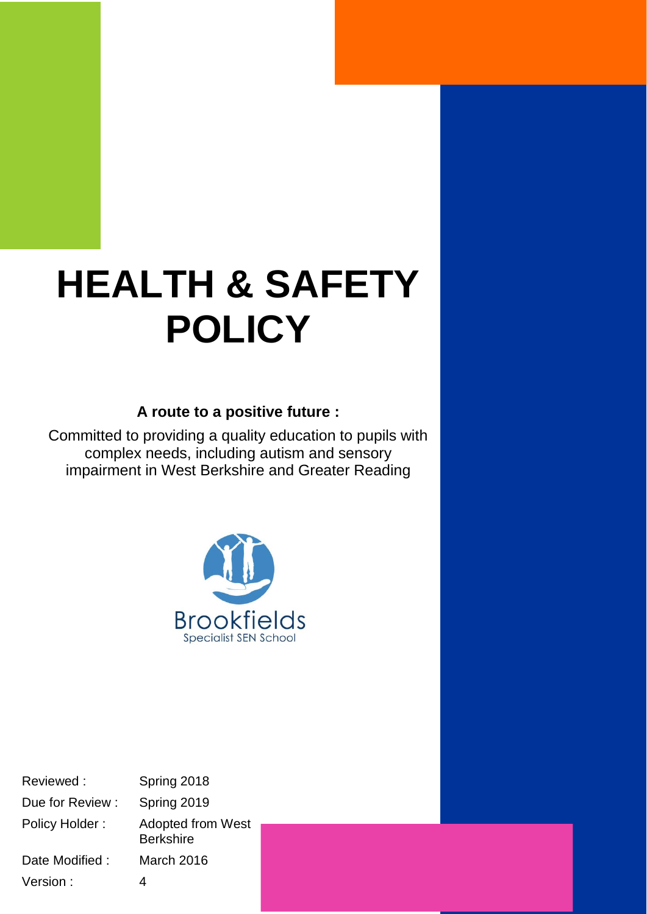# HEALTH & SAFETY POLICY

**A route to a positive future :**

Committed to providing a quality education to pupils with complex needs, including autism and sensory impairment in West Berkshire and Greater Reading

Brookfields
Specialist SEN School

| | |
|---|---|
| Reviewed : | Spring 2018 |
| Due for Review : | Spring 2019 |
| Policy Holder : | Adopted from West Berkshire |
| Date Modified : | March 2016 |
| Version : | 4 |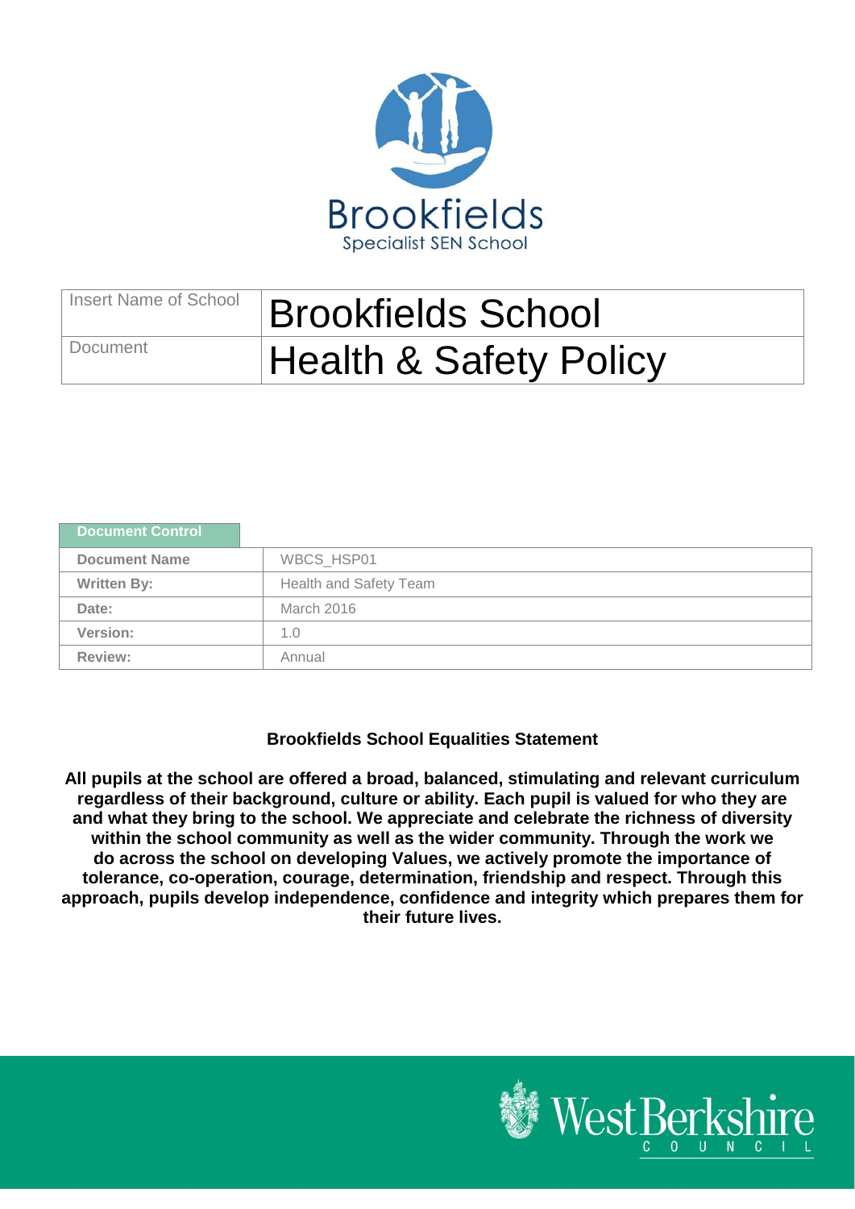| Insert Name of School | Brookfields School |
| --- | --- |
| Document | Health & Safety Policy |

| Document Control | |
| --- | --- |
| **Document Name** | WBCS_HSP01 |
| **Written By:** | Health and Safety Team |
| **Date:** | March 2016 |
| **Version:** | 1.0 |
| **Review:** | Annual |

**Brookfields School Equalities Statement**

**All pupils at the school are offered a broad, balanced, stimulating and relevant curriculum regardless of their background, culture or ability. Each pupil is valued for who they are and what they bring to the school. We appreciate and celebrate the richness of diversity within the school community as well as the wider community. Through the work we do across the school on developing Values, we actively promote the importance of tolerance, co-operation, courage, determination, friendship and respect. Through this approach, pupils develop independence, confidence and integrity which prepares them for their future lives.**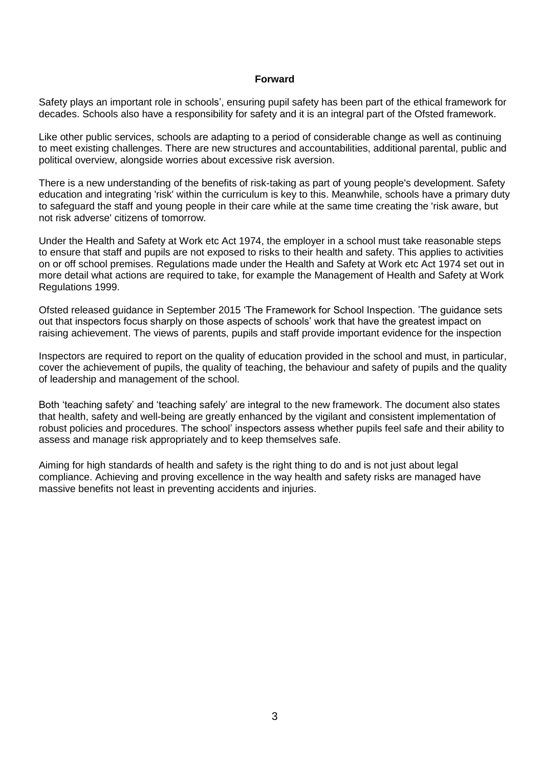## Forward

Safety plays an important role in schools', ensuring pupil safety has been part of the ethical framework for decades. Schools also have a responsibility for safety and it is an integral part of the Ofsted framework.

Like other public services, schools are adapting to a period of considerable change as well as continuing to meet existing challenges. There are new structures and accountabilities, additional parental, public and political overview, alongside worries about excessive risk aversion.

There is a new understanding of the benefits of risk-taking as part of young people's development. Safety education and integrating 'risk' within the curriculum is key to this. Meanwhile, schools have a primary duty to safeguard the staff and young people in their care while at the same time creating the 'risk aware, but not risk adverse' citizens of tomorrow.

Under the Health and Safety at Work etc Act 1974, the employer in a school must take reasonable steps to ensure that staff and pupils are not exposed to risks to their health and safety. This applies to activities on or off school premises. Regulations made under the Health and Safety at Work etc Act 1974 set out in more detail what actions are required to take, for example the Management of Health and Safety at Work Regulations 1999.

Ofsted released guidance in September 2015 'The Framework for School Inspection. 'The guidance sets out that inspectors focus sharply on those aspects of schools' work that have the greatest impact on raising achievement. The views of parents, pupils and staff provide important evidence for the inspection

Inspectors are required to report on the quality of education provided in the school and must, in particular, cover the achievement of pupils, the quality of teaching, the behaviour and safety of pupils and the quality of leadership and management of the school.

Both 'teaching safety' and 'teaching safely' are integral to the new framework. The document also states that health, safety and well-being are greatly enhanced by the vigilant and consistent implementation of robust policies and procedures. The school' inspectors assess whether pupils feel safe and their ability to assess and manage risk appropriately and to keep themselves safe.

Aiming for high standards of health and safety is the right thing to do and is not just about legal compliance. Achieving and proving excellence in the way health and safety risks are managed have massive benefits not least in preventing accidents and injuries.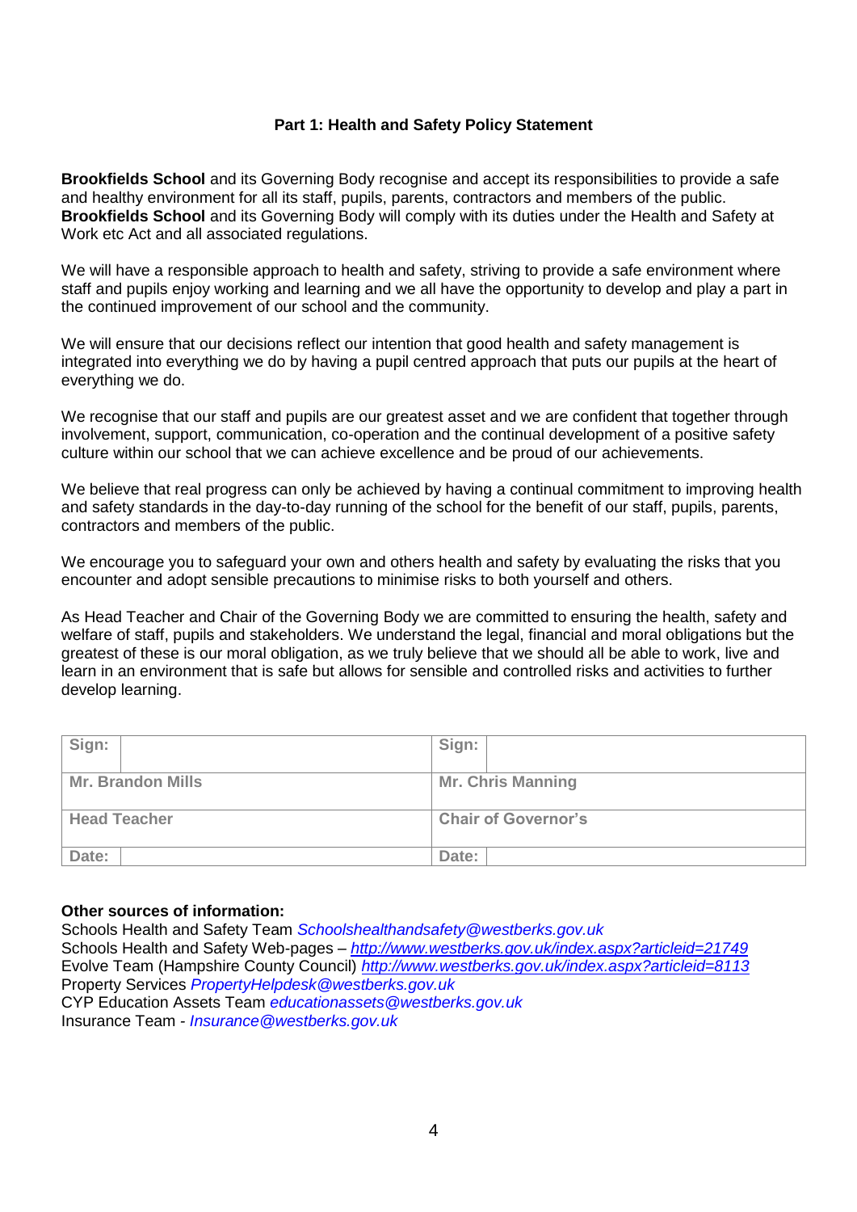## Part 1: Health and Safety Policy Statement

**Brookfields School** and its Governing Body recognise and accept its responsibilities to provide a safe and healthy environment for all its staff, pupils, parents, contractors and members of the public. **Brookfields School** and its Governing Body will comply with its duties under the Health and Safety at Work etc Act and all associated regulations.

We will have a responsible approach to health and safety, striving to provide a safe environment where staff and pupils enjoy working and learning and we all have the opportunity to develop and play a part in the continued improvement of our school and the community.

We will ensure that our decisions reflect our intention that good health and safety management is integrated into everything we do by having a pupil centred approach that puts our pupils at the heart of everything we do.

We recognise that our staff and pupils are our greatest asset and we are confident that together through involvement, support, communication, co-operation and the continual development of a positive safety culture within our school that we can achieve excellence and be proud of our achievements.

We believe that real progress can only be achieved by having a continual commitment to improving health and safety standards in the day-to-day running of the school for the benefit of our staff, pupils, parents, contractors and members of the public.

We encourage you to safeguard your own and others health and safety by evaluating the risks that you encounter and adopt sensible precautions to minimise risks to both yourself and others.

As Head Teacher and Chair of the Governing Body we are committed to ensuring the health, safety and welfare of staff, pupils and stakeholders. We understand the legal, financial and moral obligations but the greatest of these is our moral obligation, as we truly believe that we should all be able to work, live and learn in an environment that is safe but allows for sensible and controlled risks and activities to further develop learning.

| Sign: | | Sign: | |
|---|---|---|---|
| **Mr. Brandon Mills** | | **Mr. Chris Manning** | |
| **Head Teacher** | | **Chair of Governor's** | |
| Date: | | Date: | |

**Other sources of information:**
Schools Health and Safety Team *Schoolshealthandsafety@westberks.gov.uk*
Schools Health and Safety Web-pages – *http://www.westberks.gov.uk/index.aspx?articleid=21749*
Evolve Team (Hampshire County Council) *http://www.westberks.gov.uk/index.aspx?articleid=8113*
Property Services *PropertyHelpdesk@westberks.gov.uk*
CYP Education Assets Team *educationassets@westberks.gov.uk*
Insurance Team - *Insurance@westberks.gov.uk*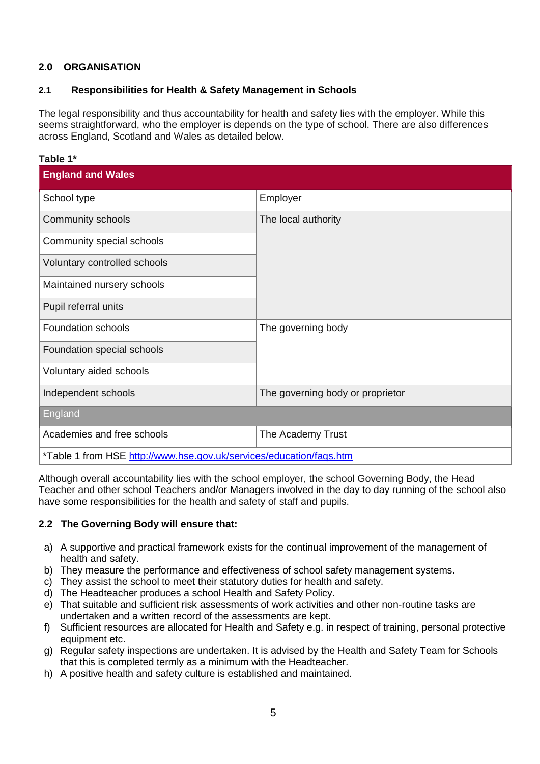## 2.0 ORGANISATION

### 2.1 Responsibilities for Health & Safety Management in Schools

The legal responsibility and thus accountability for health and safety lies with the employer. While this seems straightforward, who the employer is depends on the type of school. There are also differences across England, Scotland and Wales as detailed below.

**Table 1***

| England and Wales | |
|---|---|
| School type | Employer |
| Community schools | The local authority |
| Community special schools | |
| Voluntary controlled schools | |
| Maintained nursery schools | |
| Pupil referral units | |
| Foundation schools | The governing body |
| Foundation special schools | |
| Voluntary aided schools | |
| Independent schools | The governing body or proprietor |
| England | |
| Academies and free schools | The Academy Trust |
| *Table 1 from HSE http://www.hse.gov.uk/services/education/faqs.htm | |

Although overall accountability lies with the school employer, the school Governing Body, the Head Teacher and other school Teachers and/or Managers involved in the day to day running of the school also have some responsibilities for the health and safety of staff and pupils.

### 2.2 The Governing Body will ensure that:

a) A supportive and practical framework exists for the continual improvement of the management of health and safety.
b) They measure the performance and effectiveness of school safety management systems.
c) They assist the school to meet their statutory duties for health and safety.
d) The Headteacher produces a school Health and Safety Policy.
e) That suitable and sufficient risk assessments of work activities and other non-routine tasks are undertaken and a written record of the assessments are kept.
f) Sufficient resources are allocated for Health and Safety e.g. in respect of training, personal protective equipment etc.
g) Regular safety inspections are undertaken. It is advised by the Health and Safety Team for Schools that this is completed termly as a minimum with the Headteacher.
h) A positive health and safety culture is established and maintained.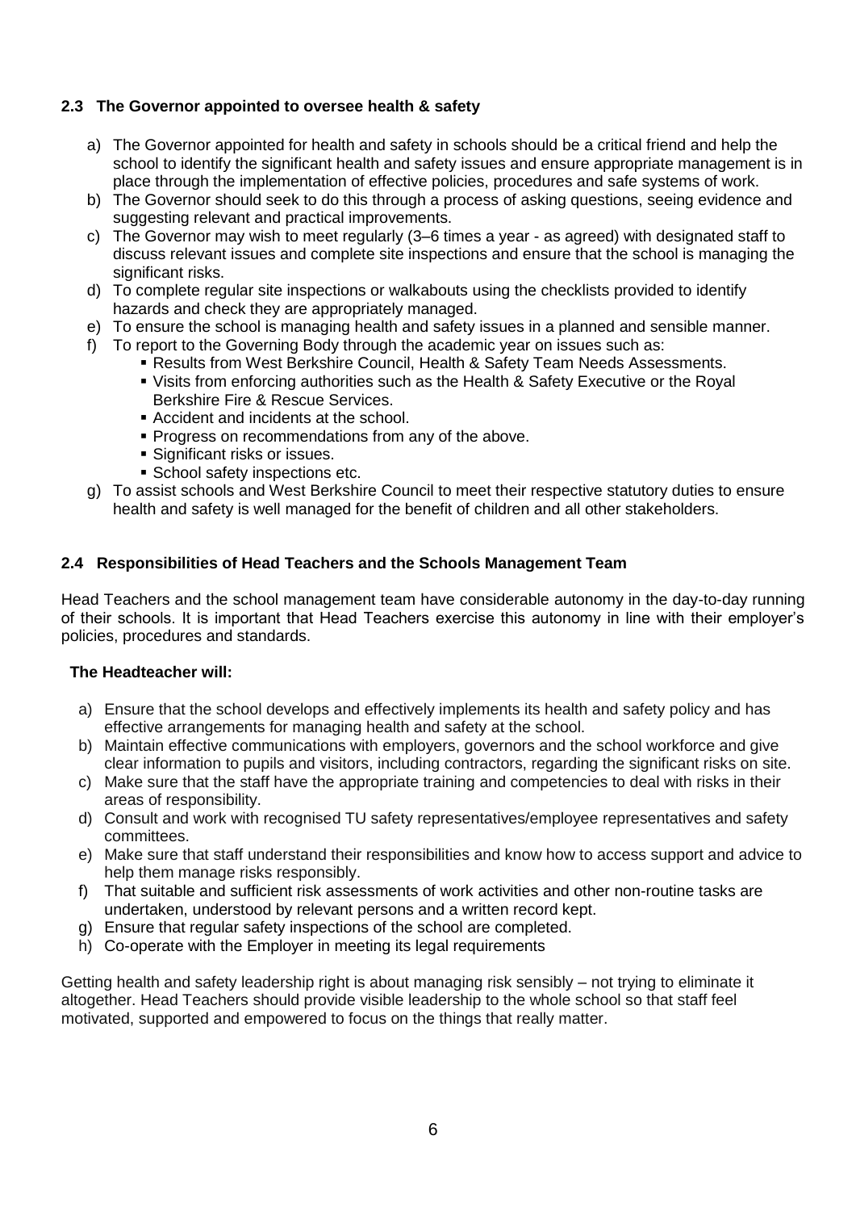### 2.3 The Governor appointed to oversee health & safety

a) The Governor appointed for health and safety in schools should be a critical friend and help the school to identify the significant health and safety issues and ensure appropriate management is in place through the implementation of effective policies, procedures and safe systems of work.
b) The Governor should seek to do this through a process of asking questions, seeing evidence and suggesting relevant and practical improvements.
c) The Governor may wish to meet regularly (3–6 times a year - as agreed) with designated staff to discuss relevant issues and complete site inspections and ensure that the school is managing the significant risks.
d) To complete regular site inspections or walkabouts using the checklists provided to identify hazards and check they are appropriately managed.
e) To ensure the school is managing health and safety issues in a planned and sensible manner.
f) To report to the Governing Body through the academic year on issues such as:
    - Results from West Berkshire Council, Health & Safety Team Needs Assessments.
    - Visits from enforcing authorities such as the Health & Safety Executive or the Royal Berkshire Fire & Rescue Services.
    - Accident and incidents at the school.
    - Progress on recommendations from any of the above.
    - Significant risks or issues.
    - School safety inspections etc.
g) To assist schools and West Berkshire Council to meet their respective statutory duties to ensure health and safety is well managed for the benefit of children and all other stakeholders.

### 2.4 Responsibilities of Head Teachers and the Schools Management Team

Head Teachers and the school management team have considerable autonomy in the day-to-day running of their schools. It is important that Head Teachers exercise this autonomy in line with their employer's policies, procedures and standards.

**The Headteacher will:**

a) Ensure that the school develops and effectively implements its health and safety policy and has effective arrangements for managing health and safety at the school.
b) Maintain effective communications with employers, governors and the school workforce and give clear information to pupils and visitors, including contractors, regarding the significant risks on site.
c) Make sure that the staff have the appropriate training and competencies to deal with risks in their areas of responsibility.
d) Consult and work with recognised TU safety representatives/employee representatives and safety committees.
e) Make sure that staff understand their responsibilities and know how to access support and advice to help them manage risks responsibly.
f) That suitable and sufficient risk assessments of work activities and other non-routine tasks are undertaken, understood by relevant persons and a written record kept.
g) Ensure that regular safety inspections of the school are completed.
h) Co-operate with the Employer in meeting its legal requirements

Getting health and safety leadership right is about managing risk sensibly – not trying to eliminate it altogether. Head Teachers should provide visible leadership to the whole school so that staff feel motivated, supported and empowered to focus on the things that really matter.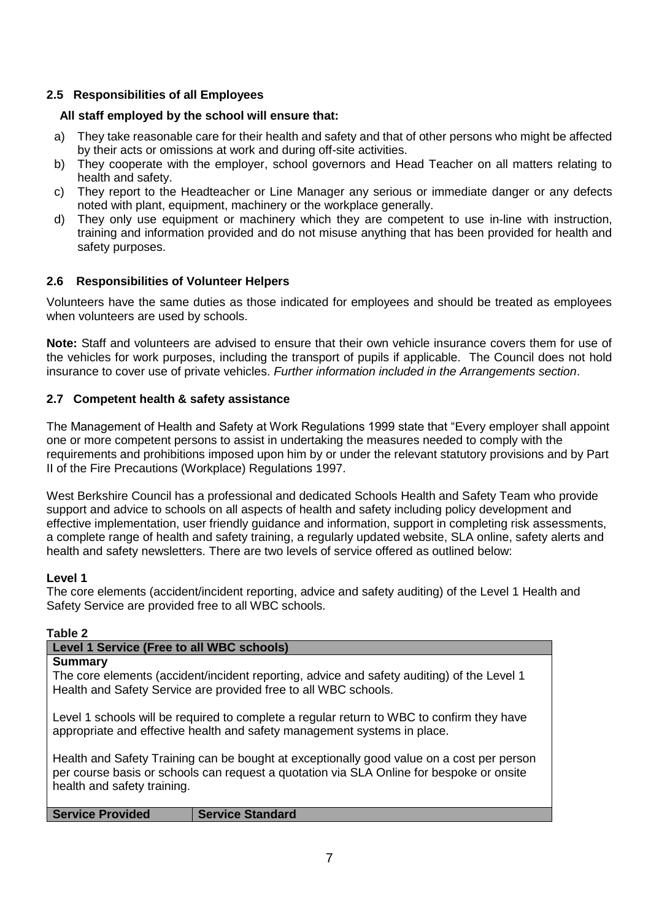### 2.5 Responsibilities of all Employees

**All staff employed by the school will ensure that:**

a) They take reasonable care for their health and safety and that of other persons who might be affected by their acts or omissions at work and during off-site activities.
b) They cooperate with the employer, school governors and Head Teacher on all matters relating to health and safety.
c) They report to the Headteacher or Line Manager any serious or immediate danger or any defects noted with plant, equipment, machinery or the workplace generally.
d) They only use equipment or machinery which they are competent to use in-line with instruction, training and information provided and do not misuse anything that has been provided for health and safety purposes.

### 2.6 Responsibilities of Volunteer Helpers

Volunteers have the same duties as those indicated for employees and should be treated as employees when volunteers are used by schools.

**Note:** Staff and volunteers are advised to ensure that their own vehicle insurance covers them for use of the vehicles for work purposes, including the transport of pupils if applicable. The Council does not hold insurance to cover use of private vehicles. *Further information included in the Arrangements section*.

### 2.7 Competent health & safety assistance

The Management of Health and Safety at Work Regulations 1999 state that "Every employer shall appoint one or more competent persons to assist in undertaking the measures needed to comply with the requirements and prohibitions imposed upon him by or under the relevant statutory provisions and by Part II of the Fire Precautions (Workplace) Regulations 1997.

West Berkshire Council has a professional and dedicated Schools Health and Safety Team who provide support and advice to schools on all aspects of health and safety including policy development and effective implementation, user friendly guidance and information, support in completing risk assessments, a complete range of health and safety training, a regularly updated website, SLA online, safety alerts and health and safety newsletters. There are two levels of service offered as outlined below:

**Level 1**
The core elements (accident/incident reporting, advice and safety auditing) of the Level 1 Health and Safety Service are provided free to all WBC schools.

**Table 2**

| **Level 1 Service (Free to all WBC schools)** | |
|---|---|
| **Summary**<br>The core elements (accident/incident reporting, advice and safety auditing) of the Level 1 Health and Safety Service are provided free to all WBC schools.<br><br>Level 1 schools will be required to complete a regular return to WBC to confirm they have appropriate and effective health and safety management systems in place.<br><br>Health and Safety Training can be bought at exceptionally good value on a cost per person per course basis or schools can request a quotation via SLA Online for bespoke or onsite health and safety training. | |
| **Service Provided** | **Service Standard** |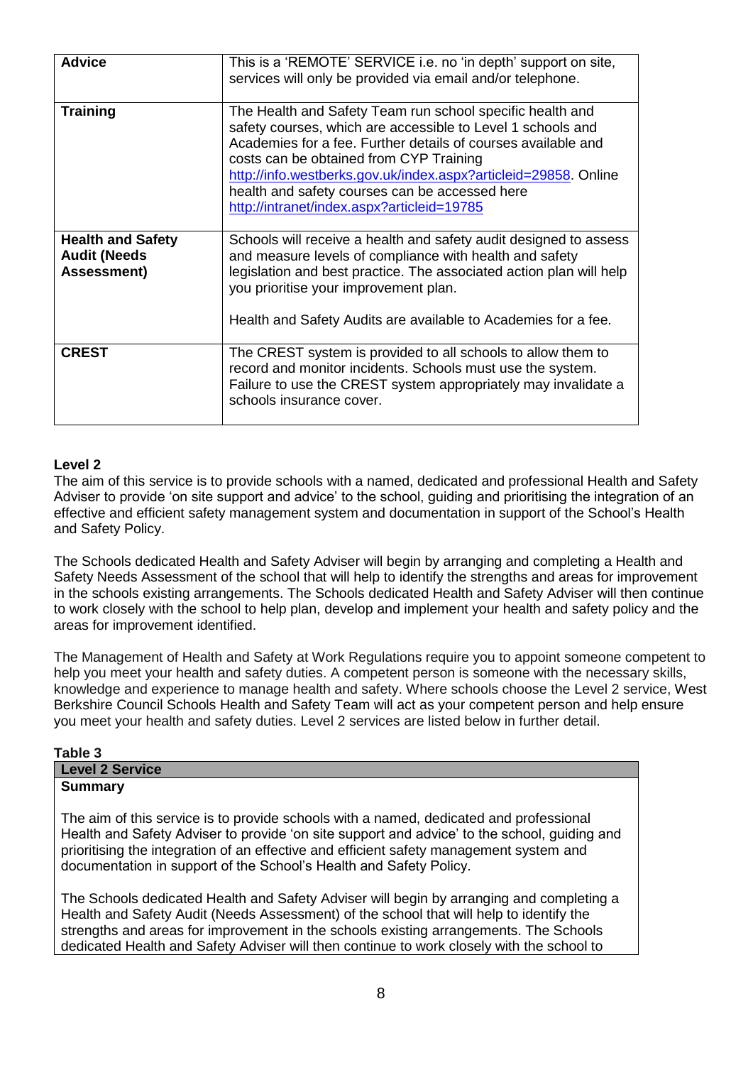| | |
|---|---|
| **Advice** | This is a 'REMOTE' SERVICE i.e. no 'in depth' support on site, services will only be provided via email and/or telephone. |
| **Training** | The Health and Safety Team run school specific health and safety courses, which are accessible to Level 1 schools and Academies for a fee. Further details of courses available and costs can be obtained from CYP Training http://info.westberks.gov.uk/index.aspx?articleid=29858. Online health and safety courses can be accessed here http://intranet/index.aspx?articleid=19785 |
| **Health and Safety Audit (Needs Assessment)** | Schools will receive a health and safety audit designed to assess and measure levels of compliance with health and safety legislation and best practice. The associated action plan will help you prioritise your improvement plan.<br><br>Health and Safety Audits are available to Academies for a fee. |
| **CREST** | The CREST system is provided to all schools to allow them to record and monitor incidents. Schools must use the system. Failure to use the CREST system appropriately may invalidate a schools insurance cover. |

**Level 2**

The aim of this service is to provide schools with a named, dedicated and professional Health and Safety Adviser to provide 'on site support and advice' to the school, guiding and prioritising the integration of an effective and efficient safety management system and documentation in support of the School's Health and Safety Policy.

The Schools dedicated Health and Safety Adviser will begin by arranging and completing a Health and Safety Needs Assessment of the school that will help to identify the strengths and areas for improvement in the schools existing arrangements. The Schools dedicated Health and Safety Adviser will then continue to work closely with the school to help plan, develop and implement your health and safety policy and the areas for improvement identified.

The Management of Health and Safety at Work Regulations require you to appoint someone competent to help you meet your health and safety duties. A competent person is someone with the necessary skills, knowledge and experience to manage health and safety. Where schools choose the Level 2 service, West Berkshire Council Schools Health and Safety Team will act as your competent person and help ensure you meet your health and safety duties. Level 2 services are listed below in further detail.

**Table 3**

| **Level 2 Service** |
|---|
| **Summary**<br><br>The aim of this service is to provide schools with a named, dedicated and professional Health and Safety Adviser to provide 'on site support and advice' to the school, guiding and prioritising the integration of an effective and efficient safety management system and documentation in support of the School's Health and Safety Policy.<br><br>The Schools dedicated Health and Safety Adviser will begin by arranging and completing a Health and Safety Audit (Needs Assessment) of the school that will help to identify the strengths and areas for improvement in the schools existing arrangements. The Schools dedicated Health and Safety Adviser will then continue to work closely with the school to |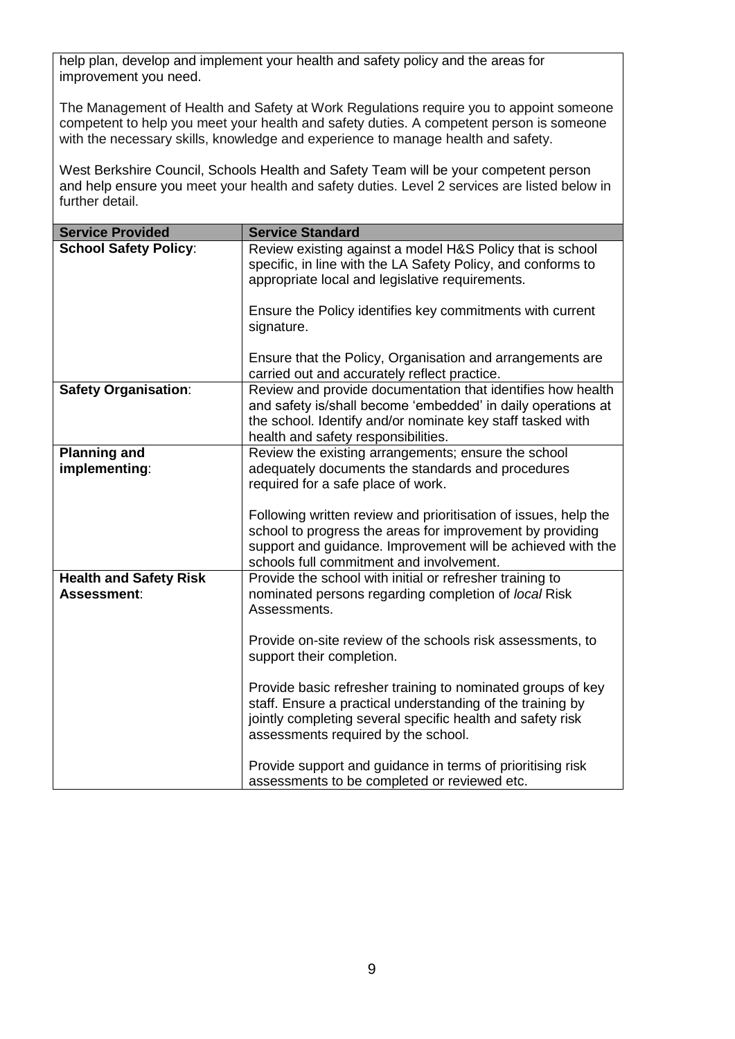help plan, develop and implement your health and safety policy and the areas for improvement you need.

The Management of Health and Safety at Work Regulations require you to appoint someone competent to help you meet your health and safety duties. A competent person is someone with the necessary skills, knowledge and experience to manage health and safety.

West Berkshire Council, Schools Health and Safety Team will be your competent person and help ensure you meet your health and safety duties. Level 2 services are listed below in further detail.

| Service Provided | Service Standard |
|---|---|
| **School Safety Policy**: | Review existing against a model H&S Policy that is school specific, in line with the LA Safety Policy, and conforms to appropriate local and legislative requirements.<br><br>Ensure the Policy identifies key commitments with current signature.<br><br>Ensure that the Policy, Organisation and arrangements are carried out and accurately reflect practice. |
| **Safety Organisation**: | Review and provide documentation that identifies how health and safety is/shall become 'embedded' in daily operations at the school. Identify and/or nominate key staff tasked with health and safety responsibilities. |
| **Planning and implementing**: | Review the existing arrangements; ensure the school adequately documents the standards and procedures required for a safe place of work.<br><br>Following written review and prioritisation of issues, help the school to progress the areas for improvement by providing support and guidance. Improvement will be achieved with the schools full commitment and involvement. |
| **Health and Safety Risk Assessment**: | Provide the school with initial or refresher training to nominated persons regarding completion of *local* Risk Assessments.<br><br>Provide on-site review of the schools risk assessments, to support their completion.<br><br>Provide basic refresher training to nominated groups of key staff. Ensure a practical understanding of the training by jointly completing several specific health and safety risk assessments required by the school.<br><br>Provide support and guidance in terms of prioritising risk assessments to be completed or reviewed etc. |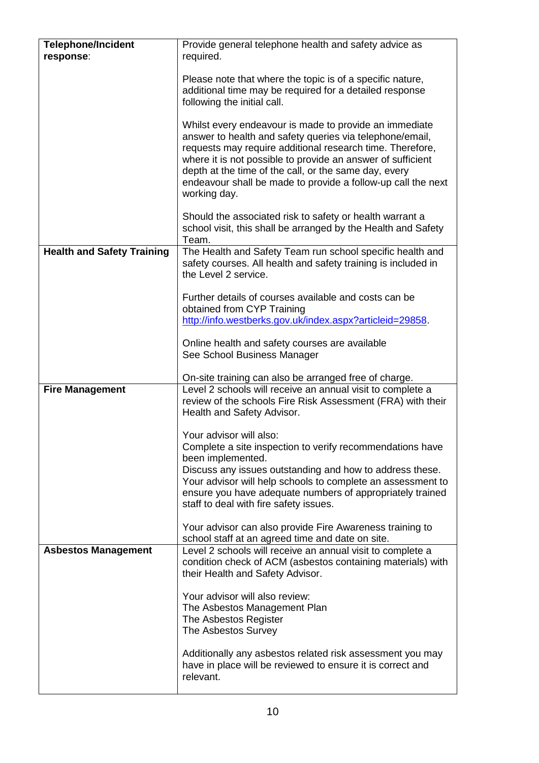| | |
|---|---|
| **Telephone/Incident response**: | Provide general telephone health and safety advice as required.<br><br>Please note that where the topic is of a specific nature, additional time may be required for a detailed response following the initial call.<br><br>Whilst every endeavour is made to provide an immediate answer to health and safety queries via telephone/email, requests may require additional research time. Therefore, where it is not possible to provide an answer of sufficient depth at the time of the call, or the same day, every endeavour shall be made to provide a follow-up call the next working day.<br><br>Should the associated risk to safety or health warrant a school visit, this shall be arranged by the Health and Safety Team. |
| **Health and Safety Training** | The Health and Safety Team run school specific health and safety courses. All health and safety training is included in the Level 2 service.<br><br>Further details of courses available and costs can be obtained from CYP Training http://info.westberks.gov.uk/index.aspx?articleid=29858.<br><br>Online health and safety courses are available See School Business Manager<br><br>On-site training can also be arranged free of charge. |
| **Fire Management** | Level 2 schools will receive an annual visit to complete a review of the schools Fire Risk Assessment (FRA) with their Health and Safety Advisor.<br><br>Your advisor will also:<br>Complete a site inspection to verify recommendations have been implemented.<br>Discuss any issues outstanding and how to address these.<br>Your advisor will help schools to complete an assessment to ensure you have adequate numbers of appropriately trained staff to deal with fire safety issues.<br><br>Your advisor can also provide Fire Awareness training to school staff at an agreed time and date on site. |
| **Asbestos Management** | Level 2 schools will receive an annual visit to complete a condition check of ACM (asbestos containing materials) with their Health and Safety Advisor.<br><br>Your advisor will also review:<br>The Asbestos Management Plan<br>The Asbestos Register<br>The Asbestos Survey<br><br>Additionally any asbestos related risk assessment you may have in place will be reviewed to ensure it is correct and relevant. |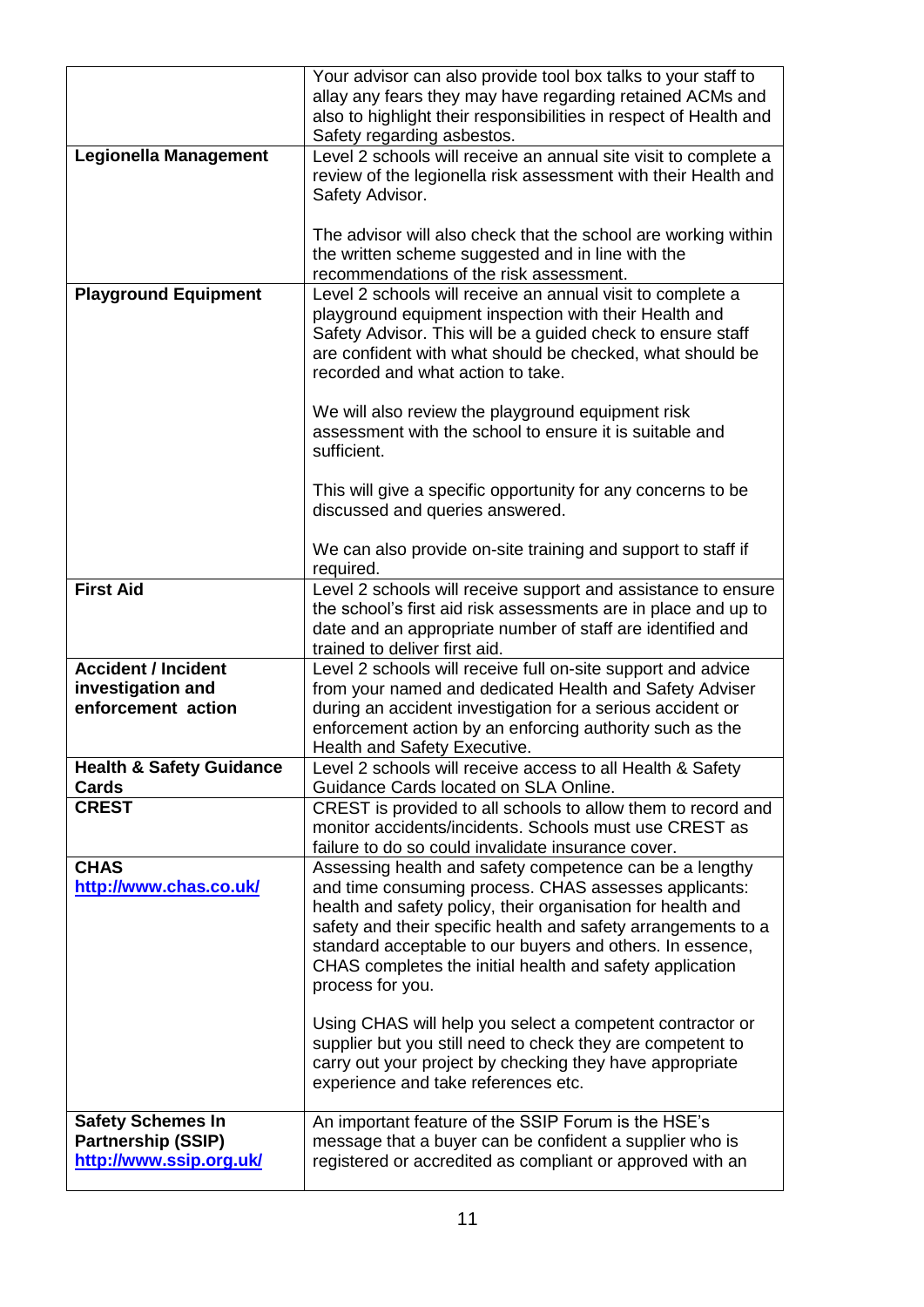| | |
|---|---|
| | Your advisor can also provide tool box talks to your staff to allay any fears they may have regarding retained ACMs and also to highlight their responsibilities in respect of Health and Safety regarding asbestos. |
| **Legionella Management** | Level 2 schools will receive an annual site visit to complete a review of the legionella risk assessment with their Health and Safety Advisor.<br><br>The advisor will also check that the school are working within the written scheme suggested and in line with the recommendations of the risk assessment. |
| **Playground Equipment** | Level 2 schools will receive an annual visit to complete a playground equipment inspection with their Health and Safety Advisor. This will be a guided check to ensure staff are confident with what should be checked, what should be recorded and what action to take.<br><br>We will also review the playground equipment risk assessment with the school to ensure it is suitable and sufficient.<br><br>This will give a specific opportunity for any concerns to be discussed and queries answered.<br><br>We can also provide on-site training and support to staff if required. |
| **First Aid** | Level 2 schools will receive support and assistance to ensure the school's first aid risk assessments are in place and up to date and an appropriate number of staff are identified and trained to deliver first aid. |
| **Accident / Incident investigation and enforcement action** | Level 2 schools will receive full on-site support and advice from your named and dedicated Health and Safety Adviser during an accident investigation for a serious accident or enforcement action by an enforcing authority such as the Health and Safety Executive. |
| **Health & Safety Guidance Cards** | Level 2 schools will receive access to all Health & Safety Guidance Cards located on SLA Online. |
| **CREST** | CREST is provided to all schools to allow them to record and monitor accidents/incidents. Schools must use CREST as failure to do so could invalidate insurance cover. |
| **CHAS**<br>**http://www.chas.co.uk/** | Assessing health and safety competence can be a lengthy and time consuming process. CHAS assesses applicants: health and safety policy, their organisation for health and safety and their specific health and safety arrangements to a standard acceptable to our buyers and others. In essence, CHAS completes the initial health and safety application process for you.<br><br>Using CHAS will help you select a competent contractor or supplier but you still need to check they are competent to carry out your project by checking they have appropriate experience and take references etc. |
| **Safety Schemes In Partnership (SSIP)**<br>**http://www.ssip.org.uk/** | An important feature of the SSIP Forum is the HSE's message that a buyer can be confident a supplier who is registered or accredited as compliant or approved with an |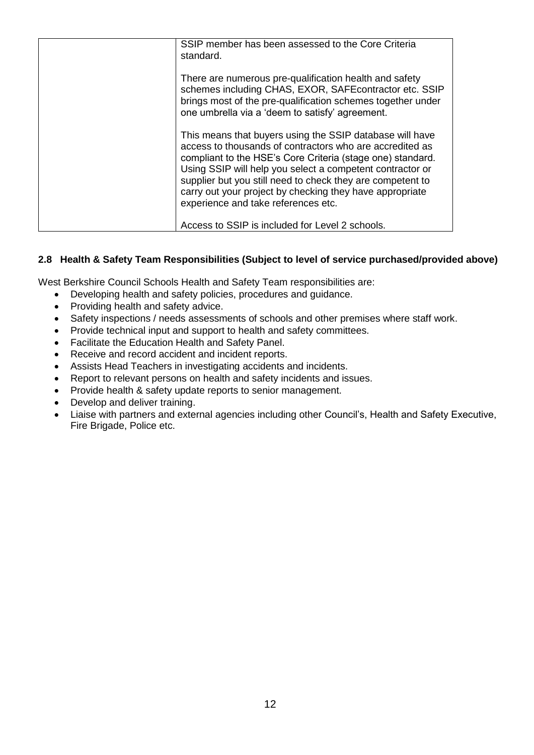| | |
|---|---|
| | SSIP member has been assessed to the Core Criteria standard.<br><br>There are numerous pre-qualification health and safety schemes including CHAS, EXOR, SAFEcontractor etc. SSIP brings most of the pre-qualification schemes together under one umbrella via a 'deem to satisfy' agreement.<br><br>This means that buyers using the SSIP database will have access to thousands of contractors who are accredited as compliant to the HSE's Core Criteria (stage one) standard. Using SSIP will help you select a competent contractor or supplier but you still need to check they are competent to carry out your project by checking they have appropriate experience and take references etc.<br><br>Access to SSIP is included for Level 2 schools. |

### 2.8 Health & Safety Team Responsibilities (Subject to level of service purchased/provided above)

West Berkshire Council Schools Health and Safety Team responsibilities are:

- Developing health and safety policies, procedures and guidance.
- Providing health and safety advice.
- Safety inspections / needs assessments of schools and other premises where staff work.
- Provide technical input and support to health and safety committees.
- Facilitate the Education Health and Safety Panel.
- Receive and record accident and incident reports.
- Assists Head Teachers in investigating accidents and incidents.
- Report to relevant persons on health and safety incidents and issues.
- Provide health & safety update reports to senior management.
- Develop and deliver training.
- Liaise with partners and external agencies including other Council's, Health and Safety Executive, Fire Brigade, Police etc.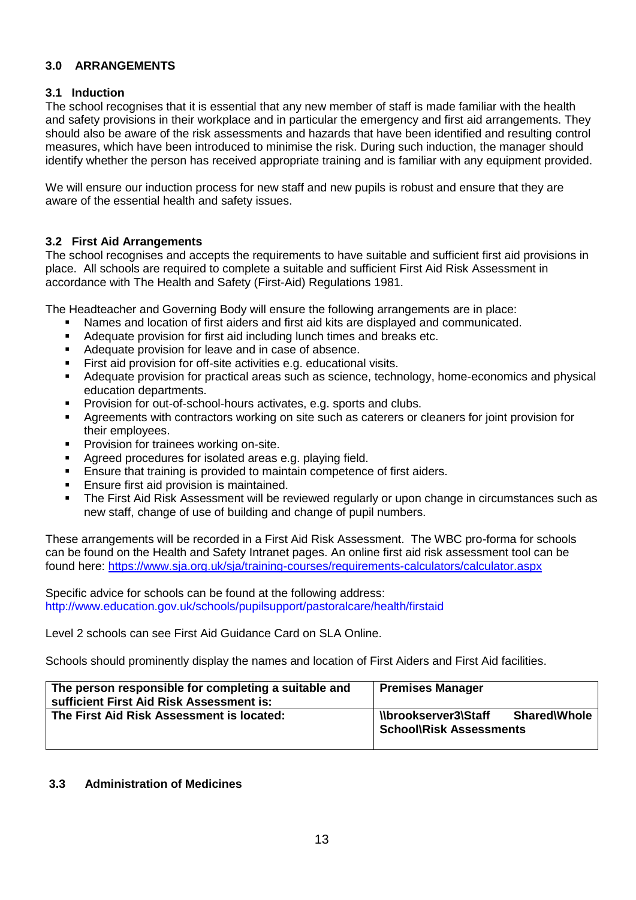## 3.0 ARRANGEMENTS

### 3.1 Induction

The school recognises that it is essential that any new member of staff is made familiar with the health and safety provisions in their workplace and in particular the emergency and first aid arrangements. They should also be aware of the risk assessments and hazards that have been identified and resulting control measures, which have been introduced to minimise the risk. During such induction, the manager should identify whether the person has received appropriate training and is familiar with any equipment provided.

We will ensure our induction process for new staff and new pupils is robust and ensure that they are aware of the essential health and safety issues.

### 3.2 First Aid Arrangements

The school recognises and accepts the requirements to have suitable and sufficient first aid provisions in place. All schools are required to complete a suitable and sufficient First Aid Risk Assessment in accordance with The Health and Safety (First-Aid) Regulations 1981.

The Headteacher and Governing Body will ensure the following arrangements are in place:

- Names and location of first aiders and first aid kits are displayed and communicated.
- Adequate provision for first aid including lunch times and breaks etc.
- Adequate provision for leave and in case of absence.
- First aid provision for off-site activities e.g. educational visits.
- Adequate provision for practical areas such as science, technology, home-economics and physical education departments.
- Provision for out-of-school-hours activates, e.g. sports and clubs.
- Agreements with contractors working on site such as caterers or cleaners for joint provision for their employees.
- Provision for trainees working on-site.
- Agreed procedures for isolated areas e.g. playing field.
- Ensure that training is provided to maintain competence of first aiders.
- Ensure first aid provision is maintained.
- The First Aid Risk Assessment will be reviewed regularly or upon change in circumstances such as new staff, change of use of building and change of pupil numbers.

These arrangements will be recorded in a First Aid Risk Assessment. The WBC pro-forma for schools can be found on the Health and Safety Intranet pages. An online first aid risk assessment tool can be found here: https://www.sja.org.uk/sja/training-courses/requirements-calculators/calculator.aspx

Specific advice for schools can be found at the following address:
http://www.education.gov.uk/schools/pupilsupport/pastoralcare/health/firstaid

Level 2 schools can see First Aid Guidance Card on SLA Online.

Schools should prominently display the names and location of First Aiders and First Aid facilities.

| **The person responsible for completing a suitable and sufficient First Aid Risk Assessment is:** | **Premises Manager** |
|---|---|
| **The First Aid Risk Assessment is located:** | **\\brookserver3\Staff Shared\Whole School\Risk Assessments** |

### 3.3 Administration of Medicines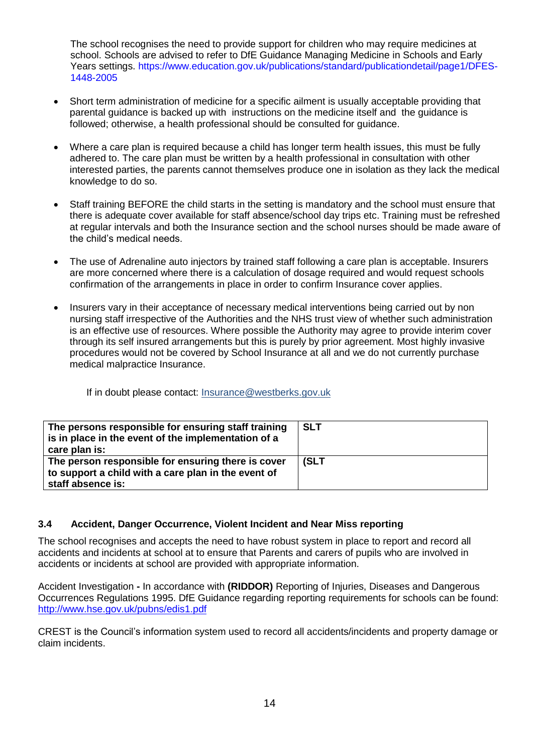The school recognises the need to provide support for children who may require medicines at school. Schools are advised to refer to DfE Guidance Managing Medicine in Schools and Early Years settings. https://www.education.gov.uk/publications/standard/publicationdetail/page1/DFES-1448-2005

- Short term administration of medicine for a specific ailment is usually acceptable providing that parental guidance is backed up with instructions on the medicine itself and the guidance is followed; otherwise, a health professional should be consulted for guidance.

- Where a care plan is required because a child has longer term health issues, this must be fully adhered to. The care plan must be written by a health professional in consultation with other interested parties, the parents cannot themselves produce one in isolation as they lack the medical knowledge to do so.

- Staff training BEFORE the child starts in the setting is mandatory and the school must ensure that there is adequate cover available for staff absence/school day trips etc. Training must be refreshed at regular intervals and both the Insurance section and the school nurses should be made aware of the child's medical needs.

- The use of Adrenaline auto injectors by trained staff following a care plan is acceptable. Insurers are more concerned where there is a calculation of dosage required and would request schools confirmation of the arrangements in place in order to confirm Insurance cover applies.

- Insurers vary in their acceptance of necessary medical interventions being carried out by non nursing staff irrespective of the Authorities and the NHS trust view of whether such administration is an effective use of resources. Where possible the Authority may agree to provide interim cover through its self insured arrangements but this is purely by prior agreement. Most highly invasive procedures would not be covered by School Insurance at all and we do not currently purchase medical malpractice Insurance.

If in doubt please contact: Insurance@westberks.gov.uk

| | |
|---|---|
| **The persons responsible for ensuring staff training is in place in the event of the implementation of a care plan is:** | **SLT** |
| **The person responsible for ensuring there is cover to support a child with a care plan in the event of staff absence is:** | **(SLT** |

### 3.4 Accident, Danger Occurrence, Violent Incident and Near Miss reporting

The school recognises and accepts the need to have robust system in place to report and record all accidents and incidents at school at to ensure that Parents and carers of pupils who are involved in accidents or incidents at school are provided with appropriate information.

Accident Investigation **-** In accordance with **(RIDDOR)** Reporting of Injuries, Diseases and Dangerous Occurrences Regulations 1995. DfE Guidance regarding reporting requirements for schools can be found: http://www.hse.gov.uk/pubns/edis1.pdf

CREST is the Council's information system used to record all accidents/incidents and property damage or claim incidents.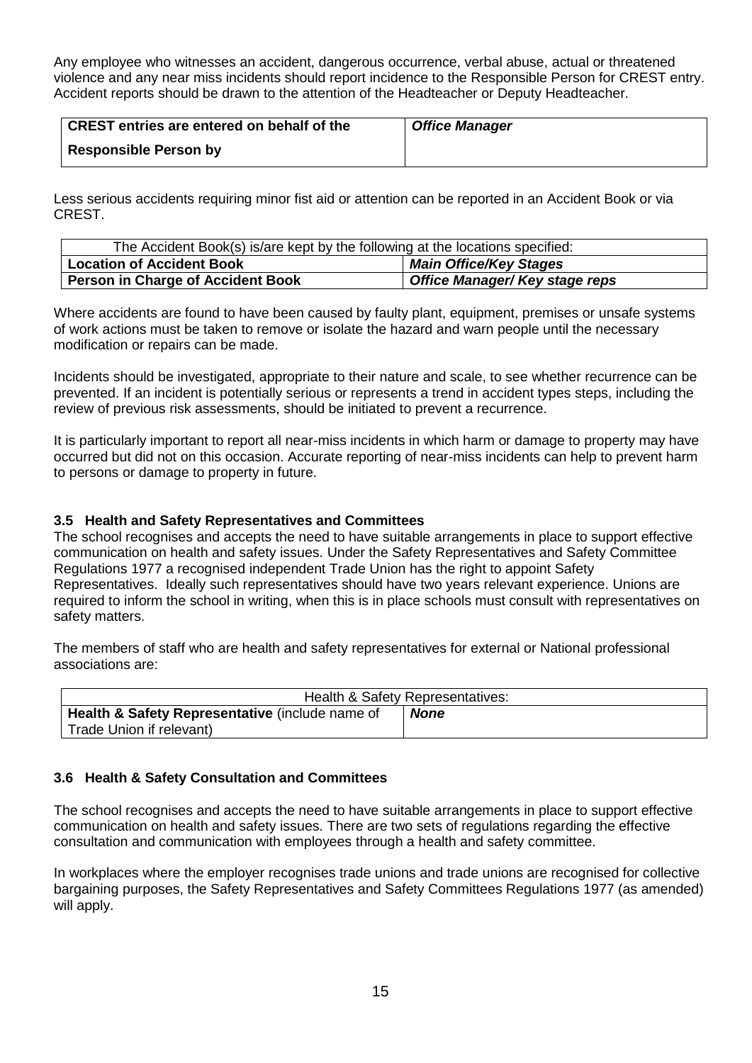Any employee who witnesses an accident, dangerous occurrence, verbal abuse, actual or threatened violence and any near miss incidents should report incidence to the Responsible Person for CREST entry. Accident reports should be drawn to the attention of the Headteacher or Deputy Headteacher.

| **CREST entries are entered on behalf of the Responsible Person by** | ***Office Manager*** |
|---|---|

Less serious accidents requiring minor fist aid or attention can be reported in an Accident Book or via CREST.

| The Accident Book(s) is/are kept by the following at the locations specified: | |
|---|---|
| **Location of Accident Book** | ***Main Office/Key Stages*** |
| **Person in Charge of Accident Book** | ***Office Manager/ Key stage reps*** |

Where accidents are found to have been caused by faulty plant, equipment, premises or unsafe systems of work actions must be taken to remove or isolate the hazard and warn people until the necessary modification or repairs can be made.

Incidents should be investigated, appropriate to their nature and scale, to see whether recurrence can be prevented. If an incident is potentially serious or represents a trend in accident types steps, including the review of previous risk assessments, should be initiated to prevent a recurrence.

It is particularly important to report all near-miss incidents in which harm or damage to property may have occurred but did not on this occasion. Accurate reporting of near-miss incidents can help to prevent harm to persons or damage to property in future.

### 3.5 Health and Safety Representatives and Committees

The school recognises and accepts the need to have suitable arrangements in place to support effective communication on health and safety issues. Under the Safety Representatives and Safety Committee Regulations 1977 a recognised independent Trade Union has the right to appoint Safety Representatives. Ideally such representatives should have two years relevant experience. Unions are required to inform the school in writing, when this is in place schools must consult with representatives on safety matters.

The members of staff who are health and safety representatives for external or National professional associations are:

| Health & Safety Representatives: | |
|---|---|
| **Health & Safety Representative** (include name of Trade Union if relevant) | ***None*** |

### 3.6 Health & Safety Consultation and Committees

The school recognises and accepts the need to have suitable arrangements in place to support effective communication on health and safety issues. There are two sets of regulations regarding the effective consultation and communication with employees through a health and safety committee.

In workplaces where the employer recognises trade unions and trade unions are recognised for collective bargaining purposes, the Safety Representatives and Safety Committees Regulations 1977 (as amended) will apply.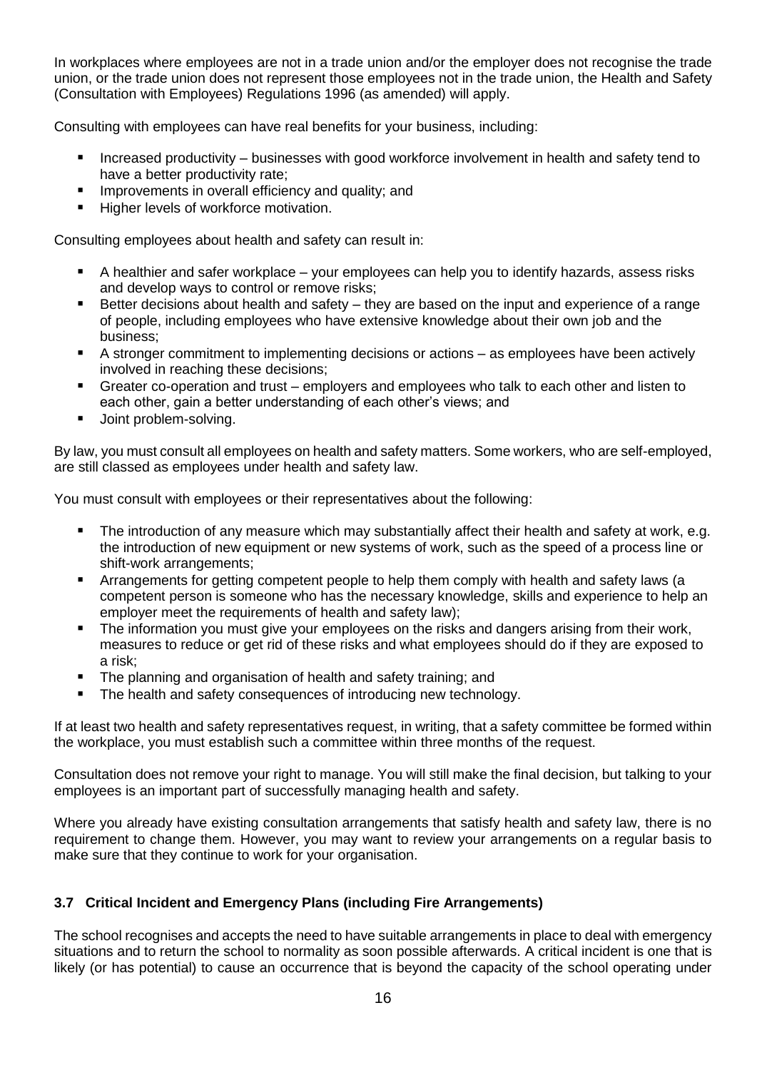In workplaces where employees are not in a trade union and/or the employer does not recognise the trade union, or the trade union does not represent those employees not in the trade union, the Health and Safety (Consultation with Employees) Regulations 1996 (as amended) will apply.

Consulting with employees can have real benefits for your business, including:

- Increased productivity – businesses with good workforce involvement in health and safety tend to have a better productivity rate;
- Improvements in overall efficiency and quality; and
- Higher levels of workforce motivation.

Consulting employees about health and safety can result in:

- A healthier and safer workplace – your employees can help you to identify hazards, assess risks and develop ways to control or remove risks;
- Better decisions about health and safety – they are based on the input and experience of a range of people, including employees who have extensive knowledge about their own job and the business;
- A stronger commitment to implementing decisions or actions – as employees have been actively involved in reaching these decisions;
- Greater co-operation and trust – employers and employees who talk to each other and listen to each other, gain a better understanding of each other's views; and
- Joint problem-solving.

By law, you must consult all employees on health and safety matters. Some workers, who are self-employed, are still classed as employees under health and safety law.

You must consult with employees or their representatives about the following:

- The introduction of any measure which may substantially affect their health and safety at work, e.g. the introduction of new equipment or new systems of work, such as the speed of a process line or shift-work arrangements;
- Arrangements for getting competent people to help them comply with health and safety laws (a competent person is someone who has the necessary knowledge, skills and experience to help an employer meet the requirements of health and safety law);
- The information you must give your employees on the risks and dangers arising from their work, measures to reduce or get rid of these risks and what employees should do if they are exposed to a risk;
- The planning and organisation of health and safety training; and
- The health and safety consequences of introducing new technology.

If at least two health and safety representatives request, in writing, that a safety committee be formed within the workplace, you must establish such a committee within three months of the request.

Consultation does not remove your right to manage. You will still make the final decision, but talking to your employees is an important part of successfully managing health and safety.

Where you already have existing consultation arrangements that satisfy health and safety law, there is no requirement to change them. However, you may want to review your arrangements on a regular basis to make sure that they continue to work for your organisation.

### 3.7 Critical Incident and Emergency Plans (including Fire Arrangements)

The school recognises and accepts the need to have suitable arrangements in place to deal with emergency situations and to return the school to normality as soon possible afterwards. A critical incident is one that is likely (or has potential) to cause an occurrence that is beyond the capacity of the school operating under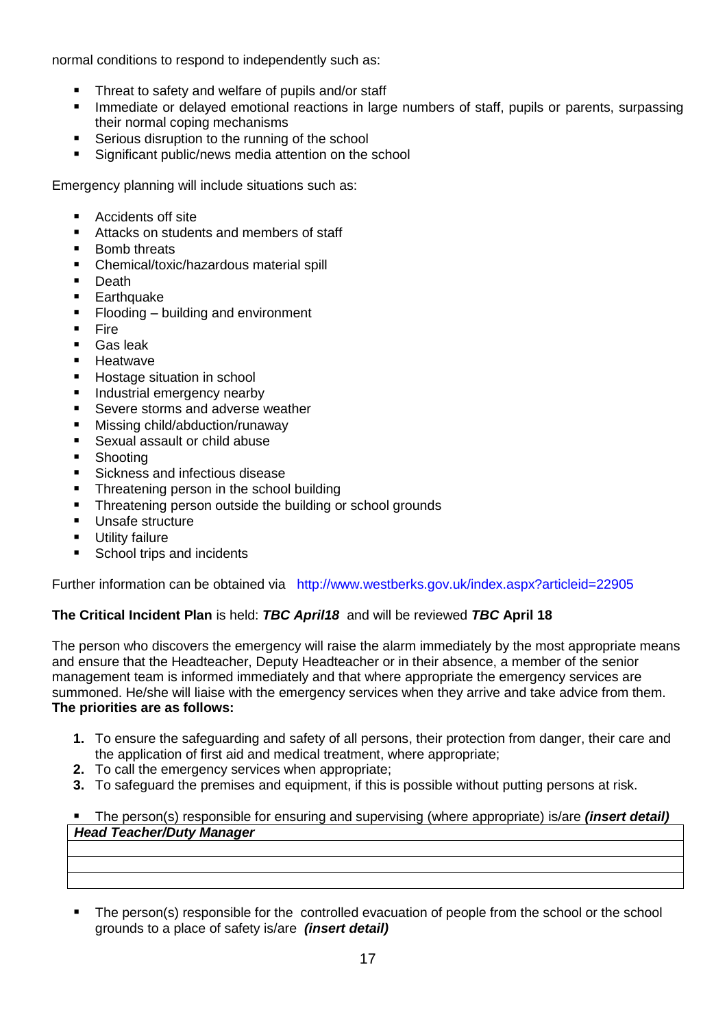normal conditions to respond to independently such as:

- Threat to safety and welfare of pupils and/or staff
- Immediate or delayed emotional reactions in large numbers of staff, pupils or parents, surpassing their normal coping mechanisms
- Serious disruption to the running of the school
- Significant public/news media attention on the school

Emergency planning will include situations such as:

- Accidents off site
- Attacks on students and members of staff
- Bomb threats
- Chemical/toxic/hazardous material spill
- Death
- Earthquake
- Flooding – building and environment
- Fire
- Gas leak
- Heatwave
- Hostage situation in school
- Industrial emergency nearby
- Severe storms and adverse weather
- Missing child/abduction/runaway
- Sexual assault or child abuse
- Shooting
- Sickness and infectious disease
- Threatening person in the school building
- Threatening person outside the building or school grounds
- Unsafe structure
- Utility failure
- School trips and incidents

Further information can be obtained via http://www.westberks.gov.uk/index.aspx?articleid=22905

**The Critical Incident Plan** is held: ***TBC April18*** and will be reviewed ***TBC* April 18**

The person who discovers the emergency will raise the alarm immediately by the most appropriate means and ensure that the Headteacher, Deputy Headteacher or in their absence, a member of the senior management team is informed immediately and that where appropriate the emergency services are summoned. He/she will liaise with the emergency services when they arrive and take advice from them.
**The priorities are as follows:**

1. To ensure the safeguarding and safety of all persons, their protection from danger, their care and the application of first aid and medical treatment, where appropriate;
2. To call the emergency services when appropriate;
3. To safeguard the premises and equipment, if this is possible without putting persons at risk.

- The person(s) responsible for ensuring and supervising (where appropriate) is/are ***(insert detail)***

| ***Head Teacher/Duty Manager*** |
|---|
| |
| |
| |

- The person(s) responsible for the controlled evacuation of people from the school or the school grounds to a place of safety is/are ***(insert detail)***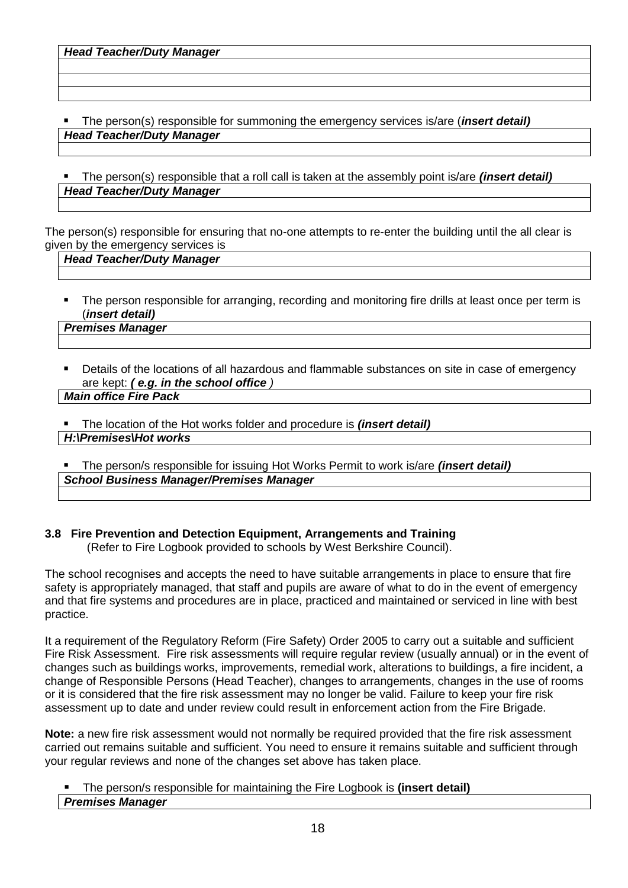| ***Head Teacher/Duty Manager*** |
|---|
| |
| |
| |

- The person(s) responsible for summoning the emergency services is/are (***insert detail)***

| ***Head Teacher/Duty Manager*** |
|---|
| |

- The person(s) responsible that a roll call is taken at the assembly point is/are ***(insert detail)***

| ***Head Teacher/Duty Manager*** |
|---|
| |

The person(s) responsible for ensuring that no-one attempts to re-enter the building until the all clear is given by the emergency services is

| ***Head Teacher/Duty Manager*** |
|---|
| |

- The person responsible for arranging, recording and monitoring fire drills at least once per term is (***insert detail)***

| ***Premises Manager*** |
|---|
| |

- Details of the locations of all hazardous and flammable substances on site in case of emergency are kept: ***( e.g. in the school office*** *)*

| ***Main office Fire Pack*** |
|---|

- The location of the Hot works folder and procedure is ***(insert detail)***

| ***H:\Premises\Hot works*** |
|---|

- The person/s responsible for issuing Hot Works Permit to work is/are ***(insert detail)***

| ***School Business Manager/Premises Manager*** |
|---|
| |

### 3.8 Fire Prevention and Detection Equipment, Arrangements and Training

(Refer to Fire Logbook provided to schools by West Berkshire Council).

The school recognises and accepts the need to have suitable arrangements in place to ensure that fire safety is appropriately managed, that staff and pupils are aware of what to do in the event of emergency and that fire systems and procedures are in place, practiced and maintained or serviced in line with best practice.

It a requirement of the Regulatory Reform (Fire Safety) Order 2005 to carry out a suitable and sufficient Fire Risk Assessment. Fire risk assessments will require regular review (usually annual) or in the event of changes such as buildings works, improvements, remedial work, alterations to buildings, a fire incident, a change of Responsible Persons (Head Teacher), changes to arrangements, changes in the use of rooms or it is considered that the fire risk assessment may no longer be valid. Failure to keep your fire risk assessment up to date and under review could result in enforcement action from the Fire Brigade.

**Note:** a new fire risk assessment would not normally be required provided that the fire risk assessment carried out remains suitable and sufficient. You need to ensure it remains suitable and sufficient through your regular reviews and none of the changes set above has taken place.

- The person/s responsible for maintaining the Fire Logbook is **(insert detail)**

| ***Premises Manager*** |
|---|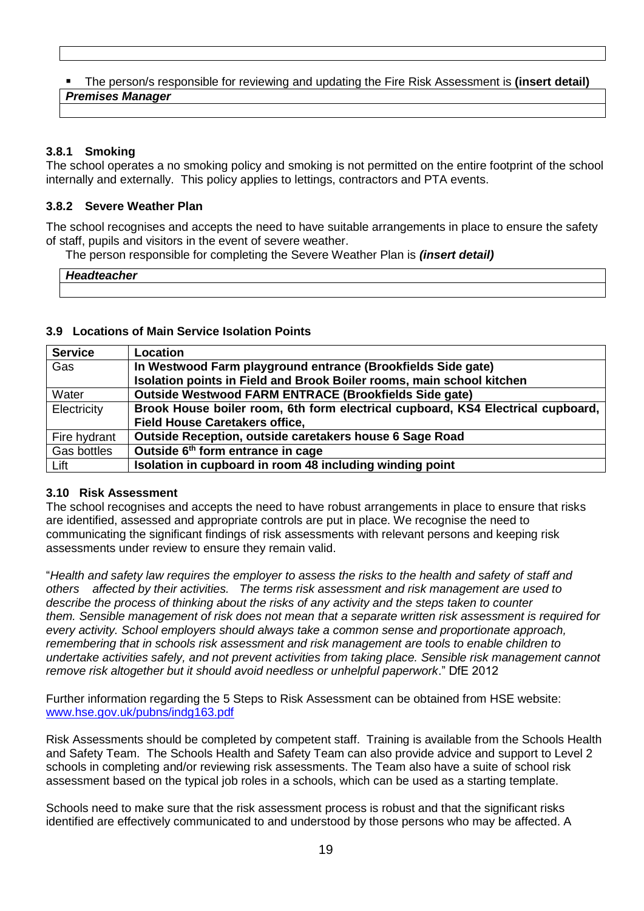- The person/s responsible for reviewing and updating the Fire Risk Assessment is **(insert detail)**

***Premises Manager***

### 3.8.1 Smoking

The school operates a no smoking policy and smoking is not permitted on the entire footprint of the school internally and externally. This policy applies to lettings, contractors and PTA events.

### 3.8.2 Severe Weather Plan

The school recognises and accepts the need to have suitable arrangements in place to ensure the safety of staff, pupils and visitors in the event of severe weather.

The person responsible for completing the Severe Weather Plan is ***(insert detail)***

***Headteacher***

### 3.9 Locations of Main Service Isolation Points

| Service | Location |
|---|---|
| Gas | **In Westwood Farm playground entrance (Brookfields Side gate)** **Isolation points in Field and Brook Boiler rooms, main school kitchen** |
| Water | **Outside Westwood FARM ENTRACE (Brookfields Side gate)** |
| Electricity | **Brook House boiler room, 6th form electrical cupboard, KS4 Electrical cupboard, Field House Caretakers office,** |
| Fire hydrant | **Outside Reception, outside caretakers house 6 Sage Road** |
| Gas bottles | **Outside 6th form entrance in cage** |
| Lift | **Isolation in cupboard in room 48 including winding point** |

### 3.10 Risk Assessment

The school recognises and accepts the need to have robust arrangements in place to ensure that risks are identified, assessed and appropriate controls are put in place. We recognise the need to communicating the significant findings of risk assessments with relevant persons and keeping risk assessments under review to ensure they remain valid.

"*Health and safety law requires the employer to assess the risks to the health and safety of staff and others affected by their activities. The terms risk assessment and risk management are used to describe the process of thinking about the risks of any activity and the steps taken to counter them. Sensible management of risk does not mean that a separate written risk assessment is required for every activity. School employers should always take a common sense and proportionate approach, remembering that in schools risk assessment and risk management are tools to enable children to undertake activities safely, and not prevent activities from taking place. Sensible risk management cannot remove risk altogether but it should avoid needless or unhelpful paperwork*." DfE 2012

Further information regarding the 5 Steps to Risk Assessment can be obtained from HSE website: [www.hse.gov.uk/pubns/indg163.pdf](http://www.hse.gov.uk/pubns/indg163.pdf)

Risk Assessments should be completed by competent staff. Training is available from the Schools Health and Safety Team. The Schools Health and Safety Team can also provide advice and support to Level 2 schools in completing and/or reviewing risk assessments. The Team also have a suite of school risk assessment based on the typical job roles in a schools, which can be used as a starting template.

Schools need to make sure that the risk assessment process is robust and that the significant risks identified are effectively communicated to and understood by those persons who may be affected. A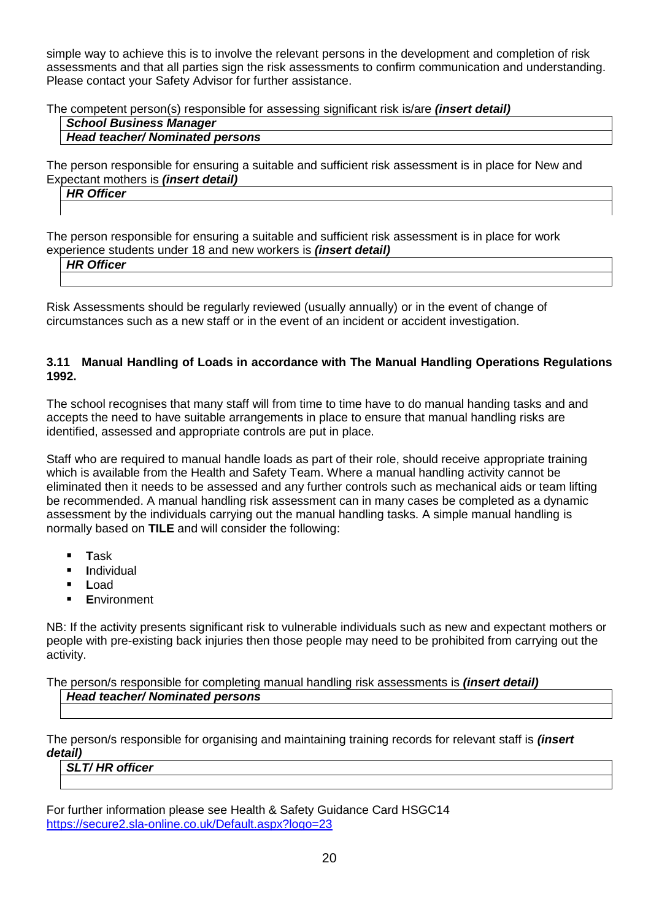simple way to achieve this is to involve the relevant persons in the development and completion of risk assessments and that all parties sign the risk assessments to confirm communication and understanding. Please contact your Safety Advisor for further assistance.

The competent person(s) responsible for assessing significant risk is/are ***(insert detail)***

| ***School Business Manager*** |
|---|
| ***Head teacher/ Nominated persons*** |

The person responsible for ensuring a suitable and sufficient risk assessment is in place for New and Expectant mothers is ***(insert detail)***

| ***HR Officer*** |
|---|
| |

The person responsible for ensuring a suitable and sufficient risk assessment is in place for work experience students under 18 and new workers is ***(insert detail)***

| ***HR Officer*** |
|---|
| |

Risk Assessments should be regularly reviewed (usually annually) or in the event of change of circumstances such as a new staff or in the event of an incident or accident investigation.

### 3.11 Manual Handling of Loads in accordance with The Manual Handling Operations Regulations 1992.

The school recognises that many staff will from time to time have to do manual handing tasks and and accepts the need to have suitable arrangements in place to ensure that manual handling risks are identified, assessed and appropriate controls are put in place.

Staff who are required to manual handle loads as part of their role, should receive appropriate training which is available from the Health and Safety Team. Where a manual handling activity cannot be eliminated then it needs to be assessed and any further controls such as mechanical aids or team lifting be recommended. A manual handling risk assessment can in many cases be completed as a dynamic assessment by the individuals carrying out the manual handling tasks. A simple manual handling is normally based on **TILE** and will consider the following:

- **T**ask
- **I**ndividual
- **L**oad
- **E**nvironment

NB: If the activity presents significant risk to vulnerable individuals such as new and expectant mothers or people with pre-existing back injuries then those people may need to be prohibited from carrying out the activity.

The person/s responsible for completing manual handling risk assessments is ***(insert detail)***

| ***Head teacher/ Nominated persons*** |
|---|
| |

The person/s responsible for organising and maintaining training records for relevant staff is ***(insert detail)***

| ***SLT/ HR officer*** |
|---|
| |

For further information please see Health & Safety Guidance Card HSGC14
https://secure2.sla-online.co.uk/Default.aspx?logo=23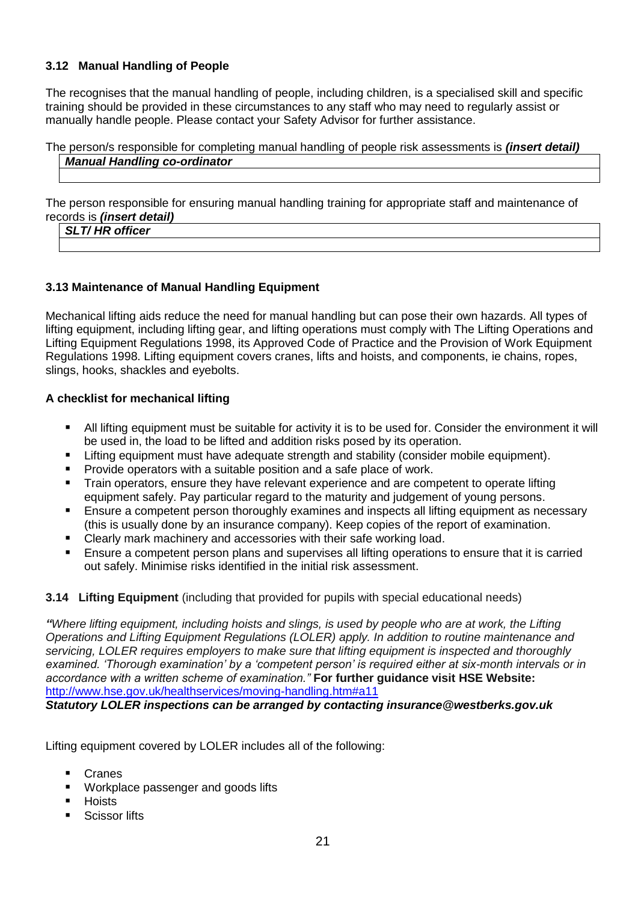### 3.12 Manual Handling of People

The recognises that the manual handling of people, including children, is a specialised skill and specific training should be provided in these circumstances to any staff who may need to regularly assist or manually handle people. Please contact your Safety Advisor for further assistance.

The person/s responsible for completing manual handling of people risk assessments is ***(insert detail)***

| ***Manual Handling co-ordinator*** |
| --- |
| |

The person responsible for ensuring manual handling training for appropriate staff and maintenance of records is ***(insert detail)***

| ***SLT/ HR officer*** |
| --- |
| |

### 3.13 Maintenance of Manual Handling Equipment

Mechanical lifting aids reduce the need for manual handling but can pose their own hazards. All types of lifting equipment, including lifting gear, and lifting operations must comply with The Lifting Operations and Lifting Equipment Regulations 1998, its Approved Code of Practice and the Provision of Work Equipment Regulations 1998. Lifting equipment covers cranes, lifts and hoists, and components, ie chains, ropes, slings, hooks, shackles and eyebolts.

**A checklist for mechanical lifting**

- All lifting equipment must be suitable for activity it is to be used for. Consider the environment it will be used in, the load to be lifted and addition risks posed by its operation.
- Lifting equipment must have adequate strength and stability (consider mobile equipment).
- Provide operators with a suitable position and a safe place of work.
- Train operators, ensure they have relevant experience and are competent to operate lifting equipment safely. Pay particular regard to the maturity and judgement of young persons.
- Ensure a competent person thoroughly examines and inspects all lifting equipment as necessary (this is usually done by an insurance company). Keep copies of the report of examination.
- Clearly mark machinery and accessories with their safe working load.
- Ensure a competent person plans and supervises all lifting operations to ensure that it is carried out safely. Minimise risks identified in the initial risk assessment.

### 3.14 Lifting Equipment (including that provided for pupils with special educational needs)

*"Where lifting equipment, including hoists and slings, is used by people who are at work, the Lifting Operations and Lifting Equipment Regulations (LOLER) apply. In addition to routine maintenance and servicing, LOLER requires employers to make sure that lifting equipment is inspected and thoroughly examined. 'Thorough examination' by a 'competent person' is required either at six-month intervals or in accordance with a written scheme of examination."* **For further guidance visit HSE Website:** http://www.hse.gov.uk/healthservices/moving-handling.htm#a11
***Statutory LOLER inspections can be arranged by contacting insurance@westberks.gov.uk***

Lifting equipment covered by LOLER includes all of the following:

- Cranes
- Workplace passenger and goods lifts
- Hoists
- Scissor lifts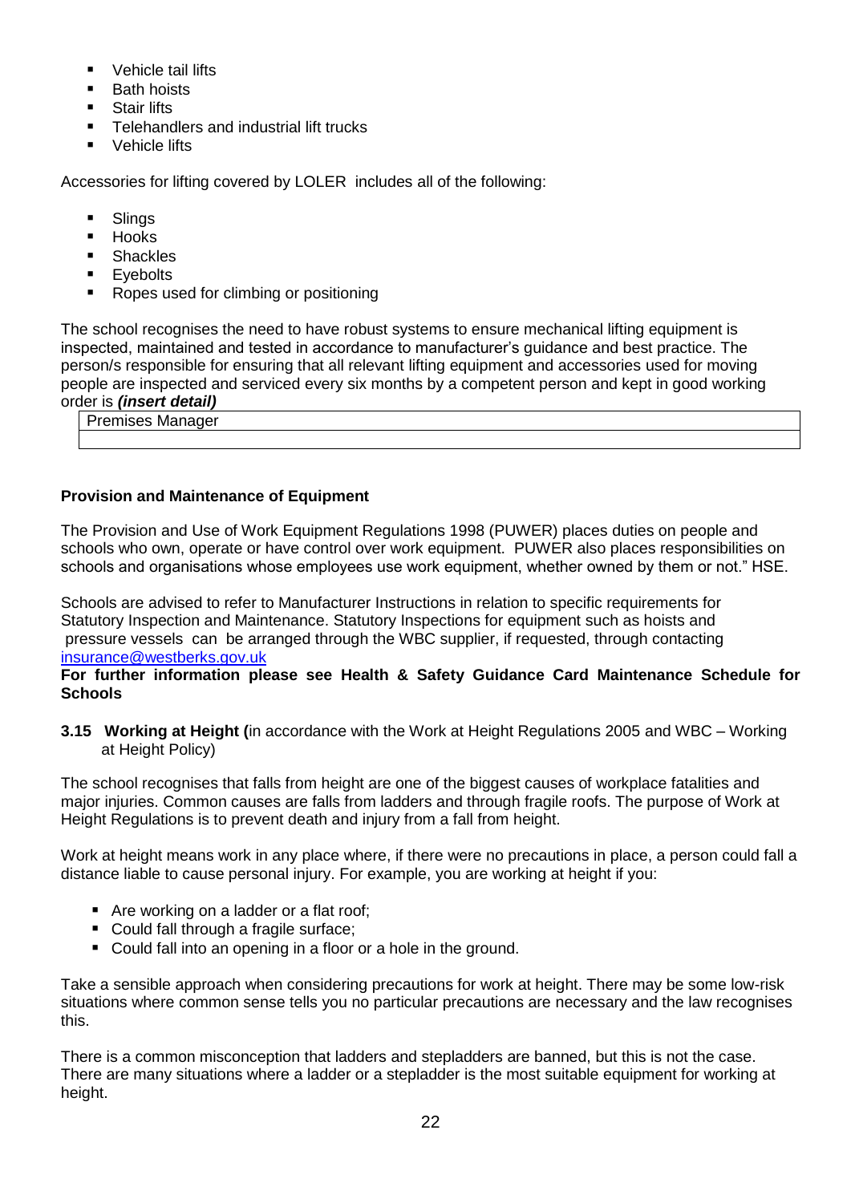- Vehicle tail lifts
- Bath hoists
- Stair lifts
- Telehandlers and industrial lift trucks
- Vehicle lifts

Accessories for lifting covered by LOLER includes all of the following:

- Slings
- Hooks
- Shackles
- Eyebolts
- Ropes used for climbing or positioning

The school recognises the need to have robust systems to ensure mechanical lifting equipment is inspected, maintained and tested in accordance to manufacturer's guidance and best practice. The person/s responsible for ensuring that all relevant lifting equipment and accessories used for moving people are inspected and serviced every six months by a competent person and kept in good working order is ***(insert detail)***

| Premises Manager |
|---|
| |

**Provision and Maintenance of Equipment**

The Provision and Use of Work Equipment Regulations 1998 (PUWER) places duties on people and schools who own, operate or have control over work equipment. PUWER also places responsibilities on schools and organisations whose employees use work equipment, whether owned by them or not." HSE.

Schools are advised to refer to Manufacturer Instructions in relation to specific requirements for Statutory Inspection and Maintenance. Statutory Inspections for equipment such as hoists and pressure vessels can be arranged through the WBC supplier, if requested, through contacting insurance@westberks.gov.uk

**For further information please see Health & Safety Guidance Card Maintenance Schedule for Schools**

**3.15 Working at Height (**in accordance with the Work at Height Regulations 2005 and WBC – Working at Height Policy)

The school recognises that falls from height are one of the biggest causes of workplace fatalities and major injuries. Common causes are falls from ladders and through fragile roofs. The purpose of Work at Height Regulations is to prevent death and injury from a fall from height.

Work at height means work in any place where, if there were no precautions in place, a person could fall a distance liable to cause personal injury. For example, you are working at height if you:

- Are working on a ladder or a flat roof;
- Could fall through a fragile surface;
- Could fall into an opening in a floor or a hole in the ground.

Take a sensible approach when considering precautions for work at height. There may be some low-risk situations where common sense tells you no particular precautions are necessary and the law recognises this.

There is a common misconception that ladders and stepladders are banned, but this is not the case. There are many situations where a ladder or a stepladder is the most suitable equipment for working at height.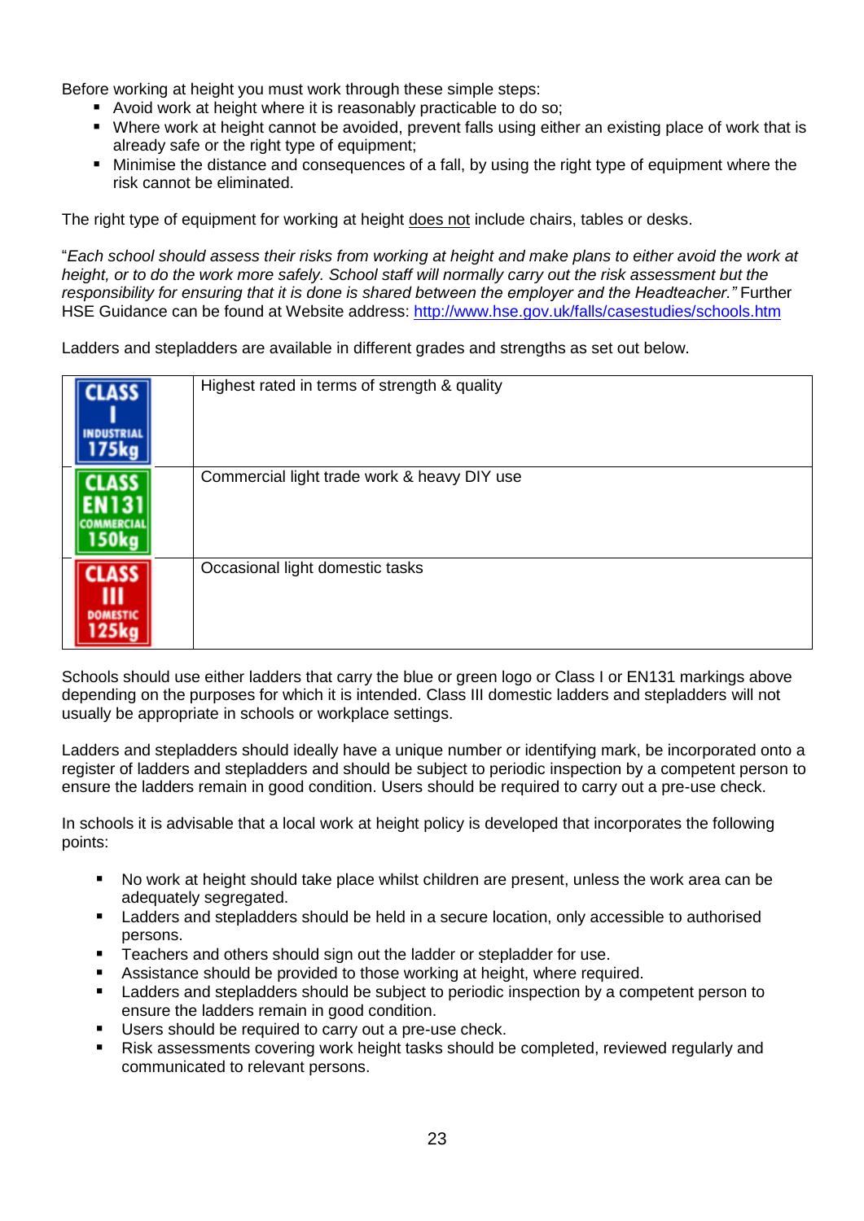Before working at height you must work through these simple steps:

- Avoid work at height where it is reasonably practicable to do so;
- Where work at height cannot be avoided, prevent falls using either an existing place of work that is already safe or the right type of equipment;
- Minimise the distance and consequences of a fall, by using the right type of equipment where the risk cannot be eliminated.

The right type of equipment for working at height does not include chairs, tables or desks.

"*Each school should assess their risks from working at height and make plans to either avoid the work at height, or to do the work more safely. School staff will normally carry out the risk assessment but the responsibility for ensuring that it is done is shared between the employer and the Headteacher."* Further HSE Guidance can be found at Website address: http://www.hse.gov.uk/falls/casestudies/schools.htm

Ladders and stepladders are available in different grades and strengths as set out below.

| | |
|---|---|
| CLASS I INDUSTRIAL 175kg | Highest rated in terms of strength & quality |
| CLASS EN131 COMMERCIAL 150kg | Commercial light trade work & heavy DIY use |
| CLASS III DOMESTIC 125kg | Occasional light domestic tasks |

Schools should use either ladders that carry the blue or green logo or Class I or EN131 markings above depending on the purposes for which it is intended. Class III domestic ladders and stepladders will not usually be appropriate in schools or workplace settings.

Ladders and stepladders should ideally have a unique number or identifying mark, be incorporated onto a register of ladders and stepladders and should be subject to periodic inspection by a competent person to ensure the ladders remain in good condition. Users should be required to carry out a pre-use check.

In schools it is advisable that a local work at height policy is developed that incorporates the following points:

- No work at height should take place whilst children are present, unless the work area can be adequately segregated.
- Ladders and stepladders should be held in a secure location, only accessible to authorised persons.
- Teachers and others should sign out the ladder or stepladder for use.
- Assistance should be provided to those working at height, where required.
- Ladders and stepladders should be subject to periodic inspection by a competent person to ensure the ladders remain in good condition.
- Users should be required to carry out a pre-use check.
- Risk assessments covering work height tasks should be completed, reviewed regularly and communicated to relevant persons.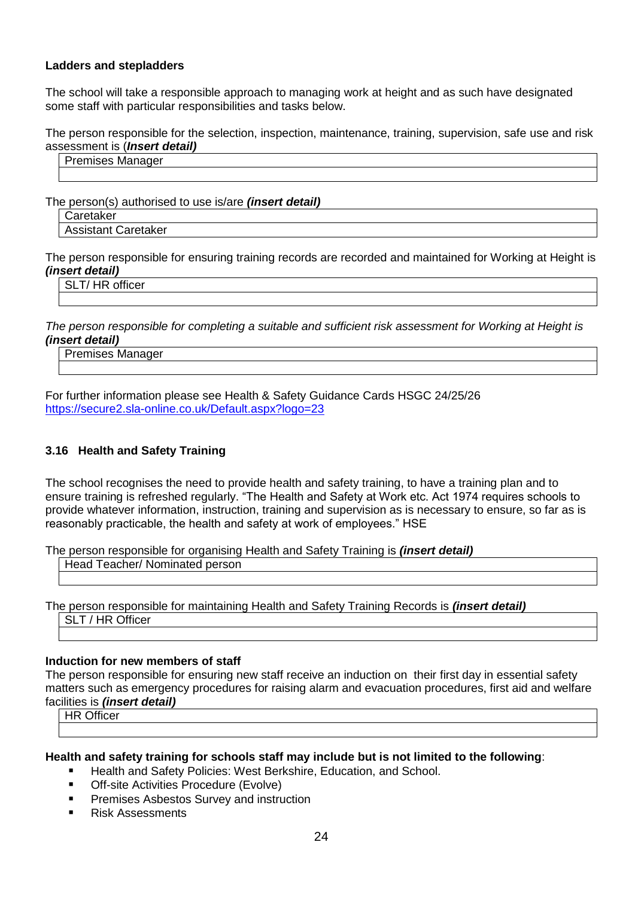**Ladders and stepladders**

The school will take a responsible approach to managing work at height and as such have designated some staff with particular responsibilities and tasks below.

The person responsible for the selection, inspection, maintenance, training, supervision, safe use and risk assessment is (***Insert detail)***

| Premises Manager |
|---|
| |

The person(s) authorised to use is/are ***(insert detail)***

| Caretaker |
|---|
| Assistant Caretaker |

The person responsible for ensuring training records are recorded and maintained for Working at Height is ***(insert detail)***

| SLT/ HR officer |
|---|
| |

*The person responsible for completing a suitable and sufficient risk assessment for Working at Height is* ***(insert detail)***

| Premises Manager |
|---|
| |

For further information please see Health & Safety Guidance Cards HSGC 24/25/26
https://secure2.sla-online.co.uk/Default.aspx?logo=23

### 3.16 Health and Safety Training

The school recognises the need to provide health and safety training, to have a training plan and to ensure training is refreshed regularly. "The Health and Safety at Work etc. Act 1974 requires schools to provide whatever information, instruction, training and supervision as is necessary to ensure, so far as is reasonably practicable, the health and safety at work of employees." HSE

The person responsible for organising Health and Safety Training is ***(insert detail)***

| Head Teacher/ Nominated person |
|---|
| |

The person responsible for maintaining Health and Safety Training Records is ***(insert detail)***

| SLT / HR Officer |
|---|
| |

**Induction for new members of staff**

The person responsible for ensuring new staff receive an induction on their first day in essential safety matters such as emergency procedures for raising alarm and evacuation procedures, first aid and welfare facilities is ***(insert detail)***

| HR Officer |
|---|
| |

**Health and safety training for schools staff may include but is not limited to the following**:

- Health and Safety Policies: West Berkshire, Education, and School.
- Off-site Activities Procedure (Evolve)
- Premises Asbestos Survey and instruction
- Risk Assessments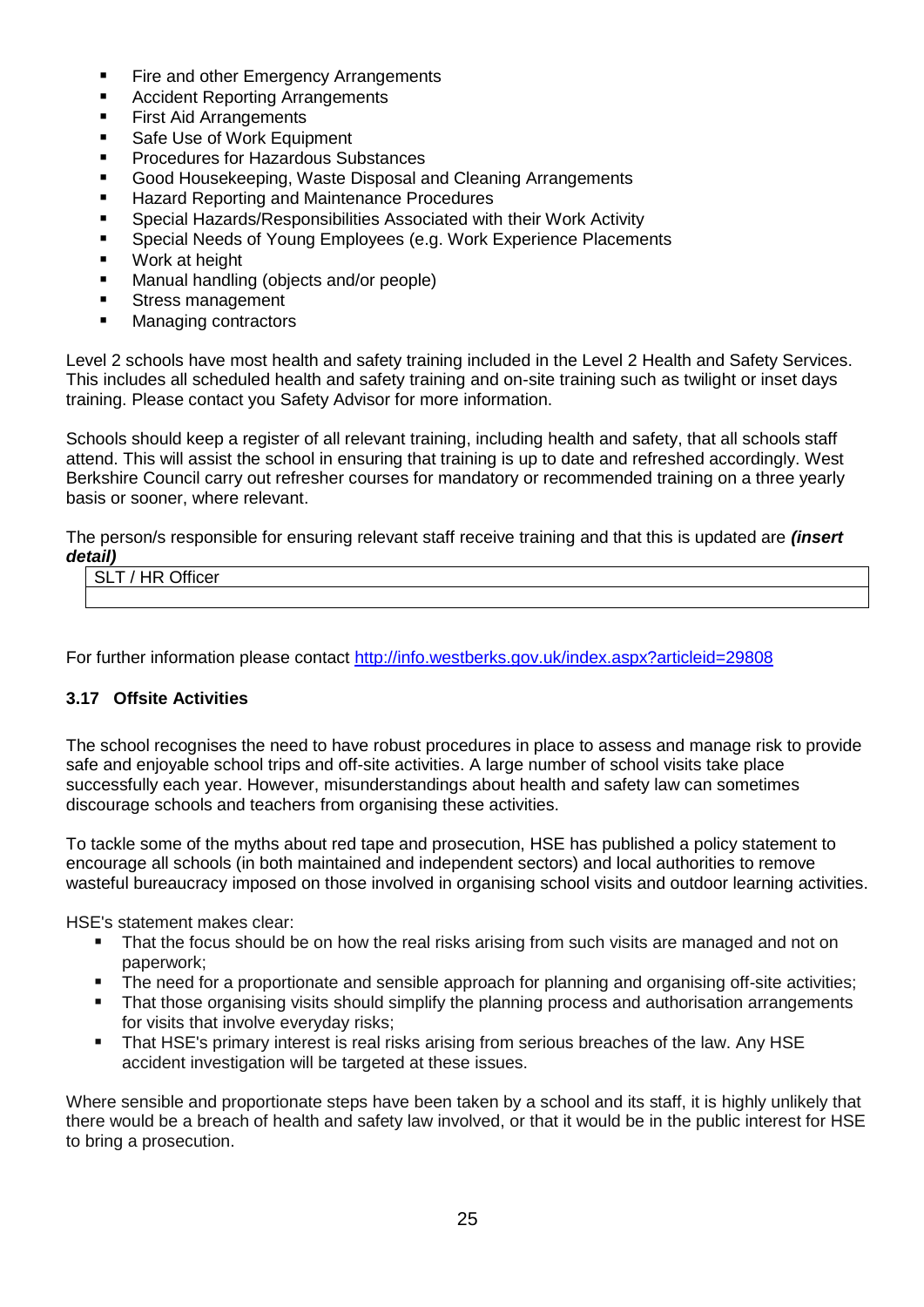- Fire and other Emergency Arrangements
- Accident Reporting Arrangements
- First Aid Arrangements
- Safe Use of Work Equipment
- Procedures for Hazardous Substances
- Good Housekeeping, Waste Disposal and Cleaning Arrangements
- Hazard Reporting and Maintenance Procedures
- Special Hazards/Responsibilities Associated with their Work Activity
- Special Needs of Young Employees (e.g. Work Experience Placements
- Work at height
- Manual handling (objects and/or people)
- Stress management
- Managing contractors

Level 2 schools have most health and safety training included in the Level 2 Health and Safety Services. This includes all scheduled health and safety training and on-site training such as twilight or inset days training. Please contact you Safety Advisor for more information.

Schools should keep a register of all relevant training, including health and safety, that all schools staff attend. This will assist the school in ensuring that training is up to date and refreshed accordingly. West Berkshire Council carry out refresher courses for mandatory or recommended training on a three yearly basis or sooner, where relevant.

The person/s responsible for ensuring relevant staff receive training and that this is updated are ***(insert detail)***

| SLT / HR Officer |
|---|
| |

For further information please contact [http://info.westberks.gov.uk/index.aspx?articleid=29808](http://info.westberks.gov.uk/index.aspx?articleid=29808)

### 3.17 Offsite Activities

The school recognises the need to have robust procedures in place to assess and manage risk to provide safe and enjoyable school trips and off-site activities. A large number of school visits take place successfully each year. However, misunderstandings about health and safety law can sometimes discourage schools and teachers from organising these activities.

To tackle some of the myths about red tape and prosecution, HSE has published a policy statement to encourage all schools (in both maintained and independent sectors) and local authorities to remove wasteful bureaucracy imposed on those involved in organising school visits and outdoor learning activities.

HSE's statement makes clear:

- That the focus should be on how the real risks arising from such visits are managed and not on paperwork;
- The need for a proportionate and sensible approach for planning and organising off-site activities;
- That those organising visits should simplify the planning process and authorisation arrangements for visits that involve everyday risks;
- That HSE's primary interest is real risks arising from serious breaches of the law. Any HSE accident investigation will be targeted at these issues.

Where sensible and proportionate steps have been taken by a school and its staff, it is highly unlikely that there would be a breach of health and safety law involved, or that it would be in the public interest for HSE to bring a prosecution.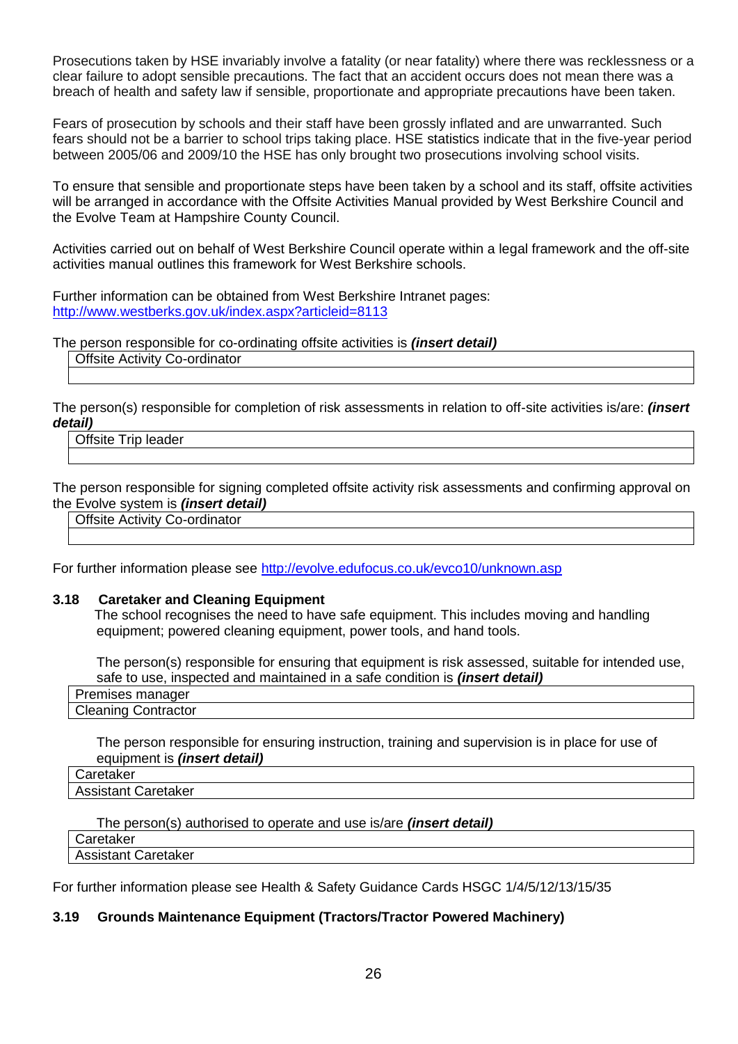Prosecutions taken by HSE invariably involve a fatality (or near fatality) where there was recklessness or a clear failure to adopt sensible precautions. The fact that an accident occurs does not mean there was a breach of health and safety law if sensible, proportionate and appropriate precautions have been taken.

Fears of prosecution by schools and their staff have been grossly inflated and are unwarranted. Such fears should not be a barrier to school trips taking place. HSE statistics indicate that in the five-year period between 2005/06 and 2009/10 the HSE has only brought two prosecutions involving school visits.

To ensure that sensible and proportionate steps have been taken by a school and its staff, offsite activities will be arranged in accordance with the Offsite Activities Manual provided by West Berkshire Council and the Evolve Team at Hampshire County Council.

Activities carried out on behalf of West Berkshire Council operate within a legal framework and the off-site activities manual outlines this framework for West Berkshire schools.

Further information can be obtained from West Berkshire Intranet pages:
http://www.westberks.gov.uk/index.aspx?articleid=8113

The person responsible for co-ordinating offsite activities is ***(insert detail)***

| Offsite Activity Co-ordinator |
| --- |
| |

The person(s) responsible for completion of risk assessments in relation to off-site activities is/are: ***(insert detail)***

| Offsite Trip leader |
| --- |
| |

The person responsible for signing completed offsite activity risk assessments and confirming approval on the Evolve system is ***(insert detail)***

| Offsite Activity Co-ordinator |
| --- |
| |

For further information please see http://evolve.edufocus.co.uk/evco10/unknown.asp

### 3.18 Caretaker and Cleaning Equipment

The school recognises the need to have safe equipment. This includes moving and handling equipment; powered cleaning equipment, power tools, and hand tools.

The person(s) responsible for ensuring that equipment is risk assessed, suitable for intended use, safe to use, inspected and maintained in a safe condition is ***(insert detail)***

| Premises manager |
| --- |
| Cleaning Contractor |

The person responsible for ensuring instruction, training and supervision is in place for use of equipment is ***(insert detail)***

| Caretaker |
| --- |
| Assistant Caretaker |

The person(s) authorised to operate and use is/are ***(insert detail)***

| Caretaker |
| --- |
| Assistant Caretaker |

For further information please see Health & Safety Guidance Cards HSGC 1/4/5/12/13/15/35

### 3.19 Grounds Maintenance Equipment (Tractors/Tractor Powered Machinery)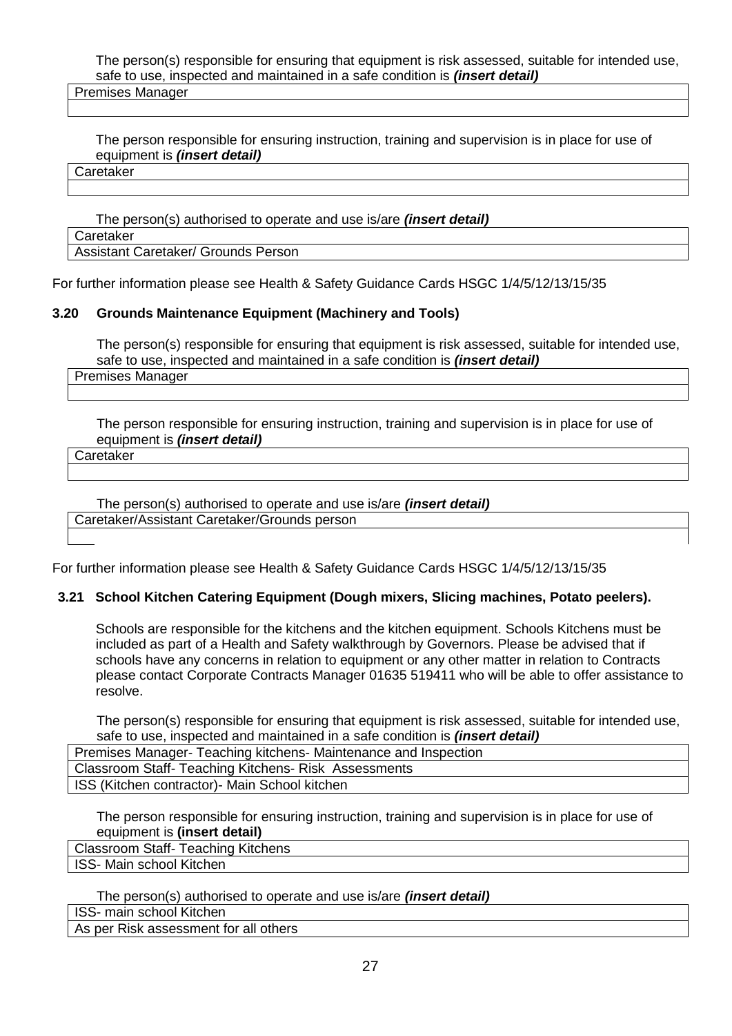The person(s) responsible for ensuring that equipment is risk assessed, suitable for intended use, safe to use, inspected and maintained in a safe condition is ***(insert detail)***

| Premises Manager |
|---|
| |

The person responsible for ensuring instruction, training and supervision is in place for use of equipment is ***(insert detail)***

| Caretaker |
|---|
| |

The person(s) authorised to operate and use is/are ***(insert detail)***

| Caretaker |
|---|
| Assistant Caretaker/ Grounds Person |

For further information please see Health & Safety Guidance Cards HSGC 1/4/5/12/13/15/35

### 3.20 Grounds Maintenance Equipment (Machinery and Tools)

The person(s) responsible for ensuring that equipment is risk assessed, suitable for intended use, safe to use, inspected and maintained in a safe condition is ***(insert detail)***

| Premises Manager |
|---|
| |

The person responsible for ensuring instruction, training and supervision is in place for use of equipment is ***(insert detail)***

| Caretaker |
|---|
| |

The person(s) authorised to operate and use is/are ***(insert detail)***

| Caretaker/Assistant Caretaker/Grounds person |
|---|
| |

For further information please see Health & Safety Guidance Cards HSGC 1/4/5/12/13/15/35

### 3.21 School Kitchen Catering Equipment (Dough mixers, Slicing machines, Potato peelers).

Schools are responsible for the kitchens and the kitchen equipment. Schools Kitchens must be included as part of a Health and Safety walkthrough by Governors. Please be advised that if schools have any concerns in relation to equipment or any other matter in relation to Contracts please contact Corporate Contracts Manager 01635 519411 who will be able to offer assistance to resolve.

The person(s) responsible for ensuring that equipment is risk assessed, suitable for intended use, safe to use, inspected and maintained in a safe condition is ***(insert detail)***

| Premises Manager- Teaching kitchens- Maintenance and Inspection |
|---|
| Classroom Staff- Teaching Kitchens- Risk Assessments |
| ISS (Kitchen contractor)- Main School kitchen |

The person responsible for ensuring instruction, training and supervision is in place for use of equipment is **(insert detail)**

| Classroom Staff- Teaching Kitchens |
|---|
| ISS- Main school Kitchen |

The person(s) authorised to operate and use is/are ***(insert detail)***

| ISS- main school Kitchen |
|---|
| As per Risk assessment for all others |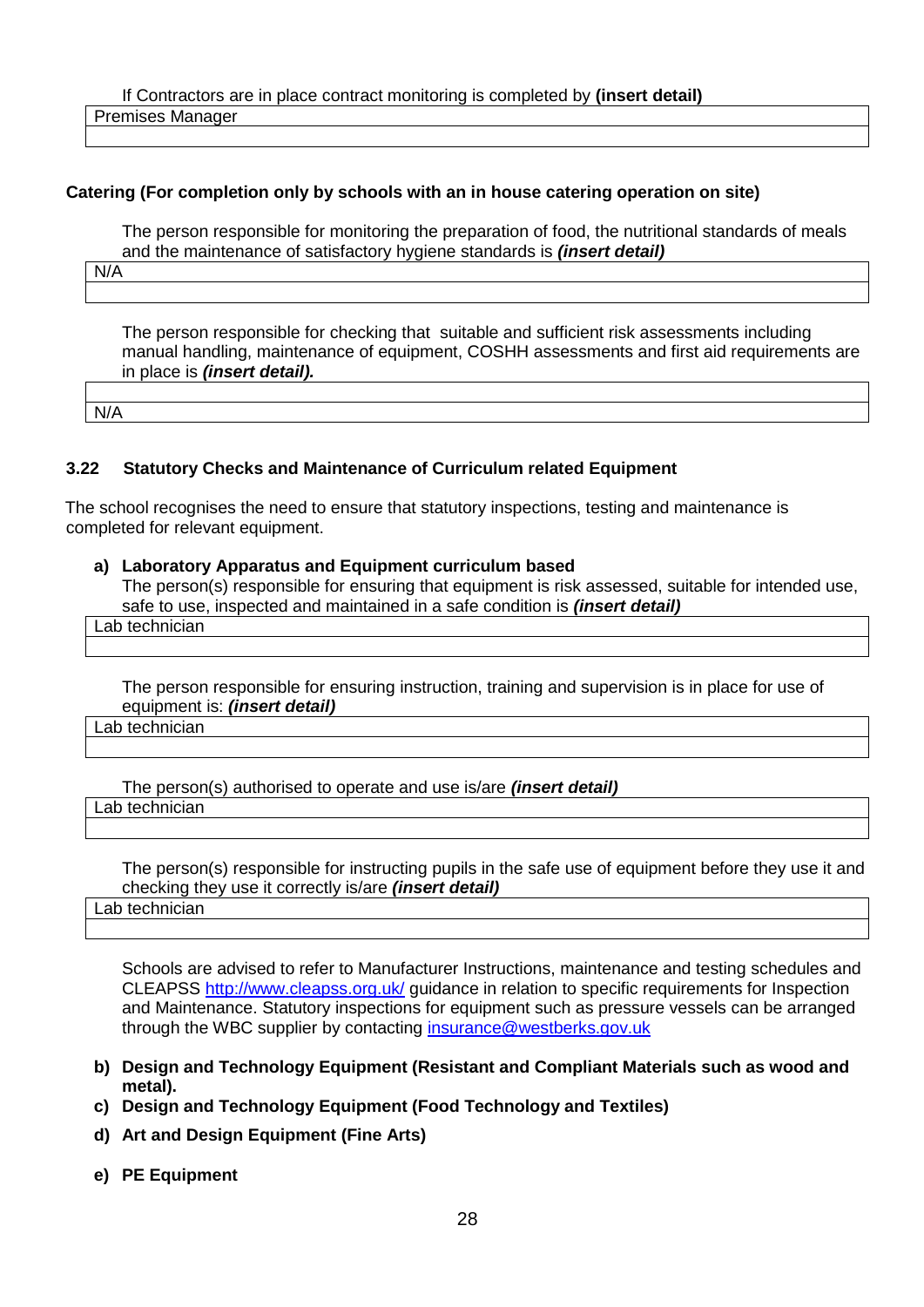If Contractors are in place contract monitoring is completed by **(insert detail)**

| Premises Manager |
|---|
| |

**Catering (For completion only by schools with an in house catering operation on site)**

The person responsible for monitoring the preparation of food, the nutritional standards of meals and the maintenance of satisfactory hygiene standards is ***(insert detail)***

| N/A |
|---|
| |

The person responsible for checking that suitable and sufficient risk assessments including manual handling, maintenance of equipment, COSHH assessments and first aid requirements are in place is ***(insert detail).***

| |
|---|
| N/A |

### 3.22 Statutory Checks and Maintenance of Curriculum related Equipment

The school recognises the need to ensure that statutory inspections, testing and maintenance is completed for relevant equipment.

**a) Laboratory Apparatus and Equipment curriculum based**

The person(s) responsible for ensuring that equipment is risk assessed, suitable for intended use, safe to use, inspected and maintained in a safe condition is ***(insert detail)***

| Lab technician |
|---|
| |

The person responsible for ensuring instruction, training and supervision is in place for use of equipment is: ***(insert detail)***

| Lab technician |
|---|
| |

The person(s) authorised to operate and use is/are ***(insert detail)***

| Lab technician |
|---|
| |

The person(s) responsible for instructing pupils in the safe use of equipment before they use it and checking they use it correctly is/are ***(insert detail)***

| Lab technician |
|---|
| |

Schools are advised to refer to Manufacturer Instructions, maintenance and testing schedules and CLEAPSS [http://www.cleapss.org.uk/](http://www.cleapss.org.uk/) guidance in relation to specific requirements for Inspection and Maintenance. Statutory inspections for equipment such as pressure vessels can be arranged through the WBC supplier by contacting [insurance@westberks.gov.uk](mailto:insurance@westberks.gov.uk)

**b) Design and Technology Equipment (Resistant and Compliant Materials such as wood and metal).**

**c) Design and Technology Equipment (Food Technology and Textiles)**

**d) Art and Design Equipment (Fine Arts)**

**e) PE Equipment**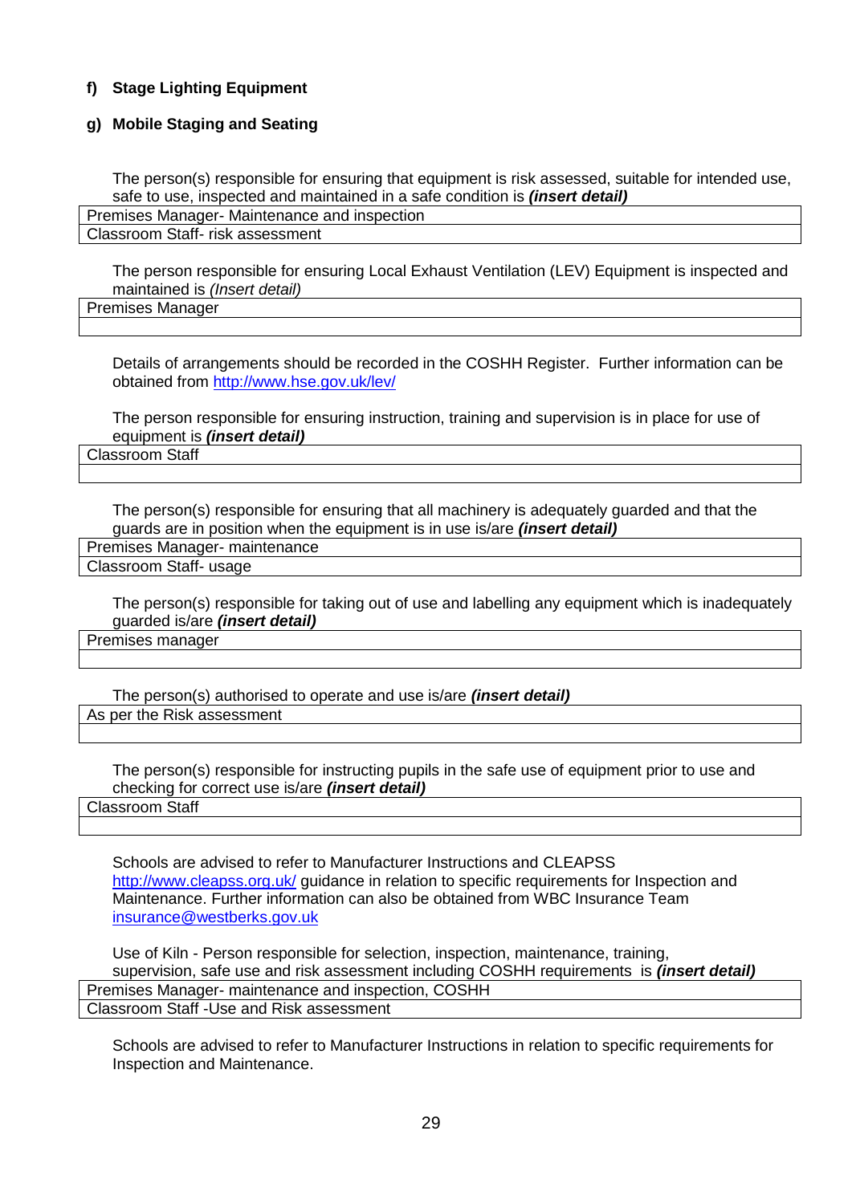**f) Stage Lighting Equipment**

**g) Mobile Staging and Seating**

The person(s) responsible for ensuring that equipment is risk assessed, suitable for intended use, safe to use, inspected and maintained in a safe condition is ***(insert detail)***

| Premises Manager- Maintenance and inspection |
|---|
| Classroom Staff- risk assessment |

The person responsible for ensuring Local Exhaust Ventilation (LEV) Equipment is inspected and maintained is *(Insert detail)*

| Premises Manager |
|---|
| |

Details of arrangements should be recorded in the COSHH Register. Further information can be obtained from http://www.hse.gov.uk/lev/

The person responsible for ensuring instruction, training and supervision is in place for use of equipment is ***(insert detail)***

| Classroom Staff |
|---|
| |

The person(s) responsible for ensuring that all machinery is adequately guarded and that the guards are in position when the equipment is in use is/are ***(insert detail)***

| Premises Manager- maintenance |
|---|
| Classroom Staff- usage |

The person(s) responsible for taking out of use and labelling any equipment which is inadequately guarded is/are ***(insert detail)***

| Premises manager |
|---|
| |

The person(s) authorised to operate and use is/are ***(insert detail)***

| As per the Risk assessment |
|---|
| |

The person(s) responsible for instructing pupils in the safe use of equipment prior to use and checking for correct use is/are ***(insert detail)***

| Classroom Staff |
|---|
| |

Schools are advised to refer to Manufacturer Instructions and CLEAPSS http://www.cleapss.org.uk/ guidance in relation to specific requirements for Inspection and Maintenance. Further information can also be obtained from WBC Insurance Team insurance@westberks.gov.uk

Use of Kiln - Person responsible for selection, inspection, maintenance, training, supervision, safe use and risk assessment including COSHH requirements is ***(insert detail)***

| Premises Manager- maintenance and inspection, COSHH |
|---|
| Classroom Staff -Use and Risk assessment |

Schools are advised to refer to Manufacturer Instructions in relation to specific requirements for Inspection and Maintenance.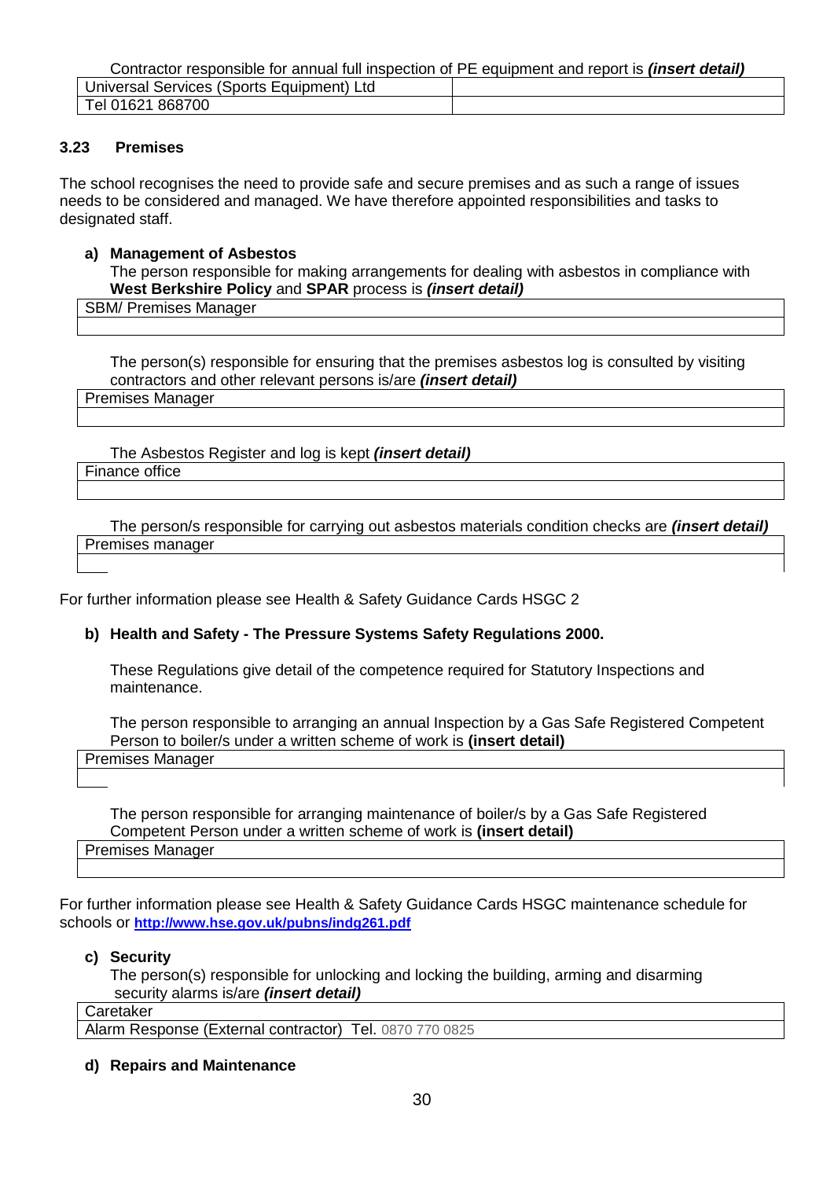Contractor responsible for annual full inspection of PE equipment and report is ***(insert detail)***

| Universal Services (Sports Equipment) Ltd | |
|---|---|
| Tel 01621 868700 | |

### 3.23 Premises

The school recognises the need to provide safe and secure premises and as such a range of issues needs to be considered and managed. We have therefore appointed responsibilities and tasks to designated staff.

**a) Management of Asbestos**

The person responsible for making arrangements for dealing with asbestos in compliance with **West Berkshire Policy** and **SPAR** process is ***(insert detail)***

| SBM/ Premises Manager |
|---|
| |

The person(s) responsible for ensuring that the premises asbestos log is consulted by visiting contractors and other relevant persons is/are ***(insert detail)***

| Premises Manager |
|---|
| |

The Asbestos Register and log is kept ***(insert detail)***

| Finance office |
|---|
| |

The person/s responsible for carrying out asbestos materials condition checks are ***(insert detail)***

| Premises manager |
|---|
| |

For further information please see Health & Safety Guidance Cards HSGC 2

**b) Health and Safety - The Pressure Systems Safety Regulations 2000.**

These Regulations give detail of the competence required for Statutory Inspections and maintenance.

The person responsible to arranging an annual Inspection by a Gas Safe Registered Competent Person to boiler/s under a written scheme of work is **(insert detail)**

| Premises Manager |
|---|
| |

The person responsible for arranging maintenance of boiler/s by a Gas Safe Registered Competent Person under a written scheme of work is **(insert detail)**

| Premises Manager |
|---|
| |

For further information please see Health & Safety Guidance Cards HSGC maintenance schedule for schools or **http://www.hse.gov.uk/pubns/indg261.pdf**

**c) Security**

The person(s) responsible for unlocking and locking the building, arming and disarming security alarms is/are ***(insert detail)***

| Caretaker |
|---|
| Alarm Response (External contractor) Tel. 0870 770 0825 |

**d) Repairs and Maintenance**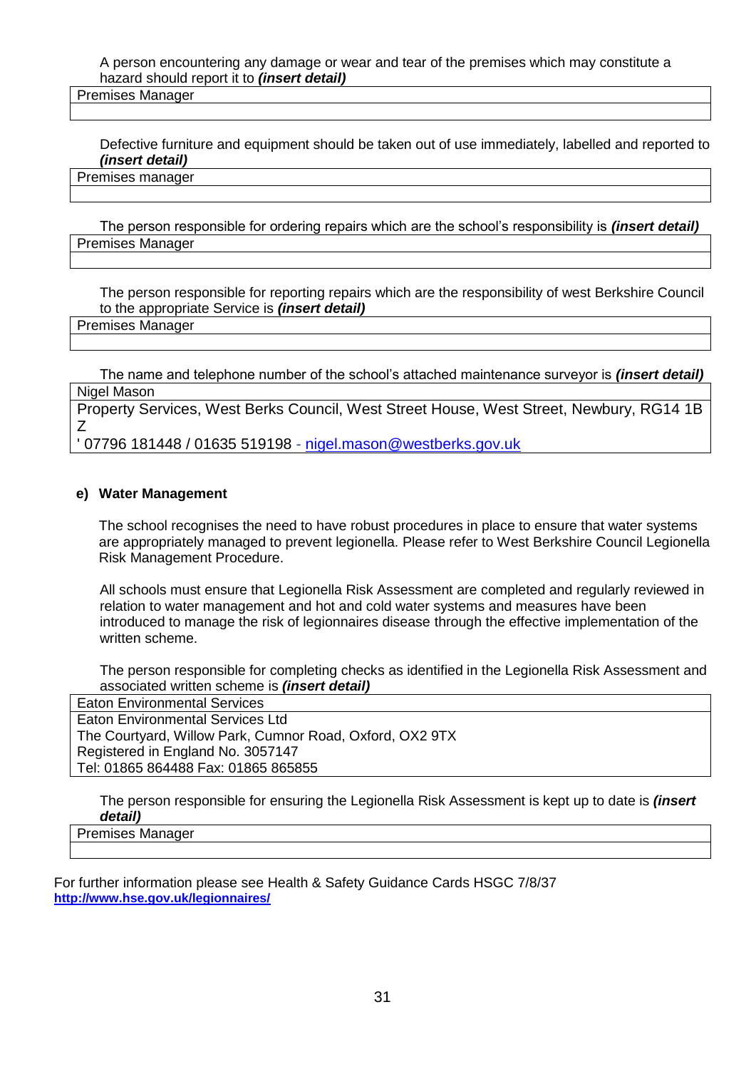A person encountering any damage or wear and tear of the premises which may constitute a hazard should report it to ***(insert detail)***

| Premises Manager |
|---|
| |

Defective furniture and equipment should be taken out of use immediately, labelled and reported to ***(insert detail)***

| Premises manager |
|---|
| |

The person responsible for ordering repairs which are the school's responsibility is ***(insert detail)***

| Premises Manager |
|---|
| |

The person responsible for reporting repairs which are the responsibility of west Berkshire Council to the appropriate Service is ***(insert detail)***

| Premises Manager |
|---|
| |

The name and telephone number of the school's attached maintenance surveyor is ***(insert detail)***

| Nigel Mason |
|---|
| Property Services, West Berks Council, West Street House, West Street, Newbury, RG14 1B Z |
| ' 07796 181448 / 01635 519198 - nigel.mason@westberks.gov.uk |

**e) Water Management**

The school recognises the need to have robust procedures in place to ensure that water systems are appropriately managed to prevent legionella. Please refer to West Berkshire Council Legionella Risk Management Procedure.

All schools must ensure that Legionella Risk Assessment are completed and regularly reviewed in relation to water management and hot and cold water systems and measures have been introduced to manage the risk of legionnaires disease through the effective implementation of the written scheme.

The person responsible for completing checks as identified in the Legionella Risk Assessment and associated written scheme is ***(insert detail)***

| Eaton Environmental Services |
|---|
| Eaton Environmental Services Ltd<br>The Courtyard, Willow Park, Cumnor Road, Oxford, OX2 9TX<br>Registered in England No. 3057147<br>Tel: 01865 864488 Fax: 01865 865855 |

The person responsible for ensuring the Legionella Risk Assessment is kept up to date is ***(insert detail)***

| Premises Manager |
|---|
| |

For further information please see Health & Safety Guidance Cards HSGC 7/8/37
**http://www.hse.gov.uk/legionnaires/**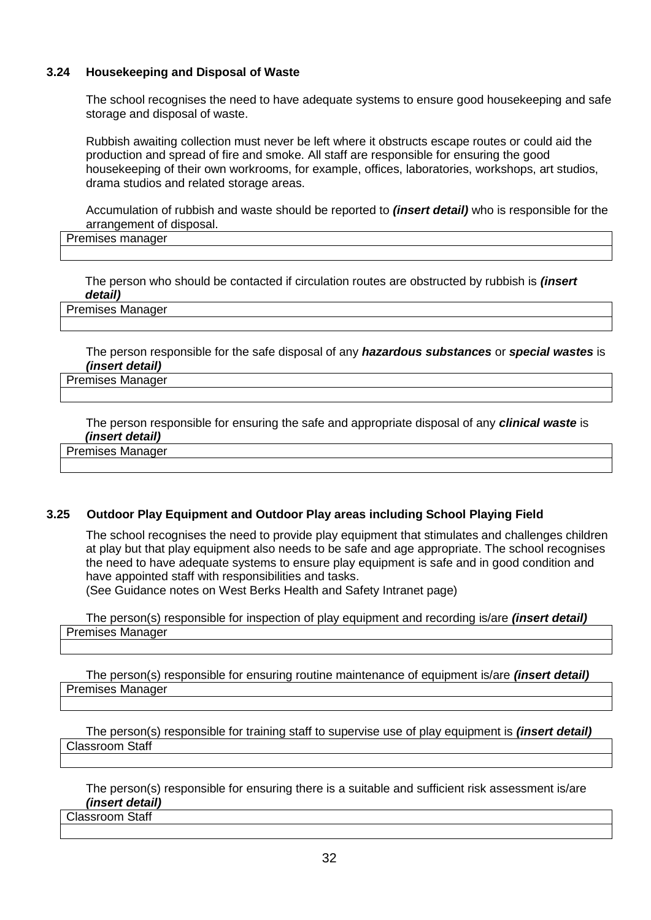### 3.24 Housekeeping and Disposal of Waste

The school recognises the need to have adequate systems to ensure good housekeeping and safe storage and disposal of waste.

Rubbish awaiting collection must never be left where it obstructs escape routes or could aid the production and spread of fire and smoke. All staff are responsible for ensuring the good housekeeping of their own workrooms, for example, offices, laboratories, workshops, art studios, drama studios and related storage areas.

Accumulation of rubbish and waste should be reported to ***(insert detail)*** who is responsible for the arrangement of disposal.

| Premises manager |
|---|
| |

The person who should be contacted if circulation routes are obstructed by rubbish is ***(insert detail)***

| Premises Manager |
|---|
| |

The person responsible for the safe disposal of any ***hazardous substances*** or ***special wastes*** is ***(insert detail)***

| Premises Manager |
|---|
| |

The person responsible for ensuring the safe and appropriate disposal of any ***clinical waste*** is ***(insert detail)***

| Premises Manager |
|---|
| |

### 3.25 Outdoor Play Equipment and Outdoor Play areas including School Playing Field

The school recognises the need to provide play equipment that stimulates and challenges children at play but that play equipment also needs to be safe and age appropriate. The school recognises the need to have adequate systems to ensure play equipment is safe and in good condition and have appointed staff with responsibilities and tasks.
(See Guidance notes on West Berks Health and Safety Intranet page)

The person(s) responsible for inspection of play equipment and recording is/are ***(insert detail)***

| Premises Manager |
|---|
| |

The person(s) responsible for ensuring routine maintenance of equipment is/are ***(insert detail)***

| Premises Manager |
|---|
| |

The person(s) responsible for training staff to supervise use of play equipment is ***(insert detail)***

| Classroom Staff |
|---|
| |

The person(s) responsible for ensuring there is a suitable and sufficient risk assessment is/are ***(insert detail)***

| Classroom Staff |
|---|
| |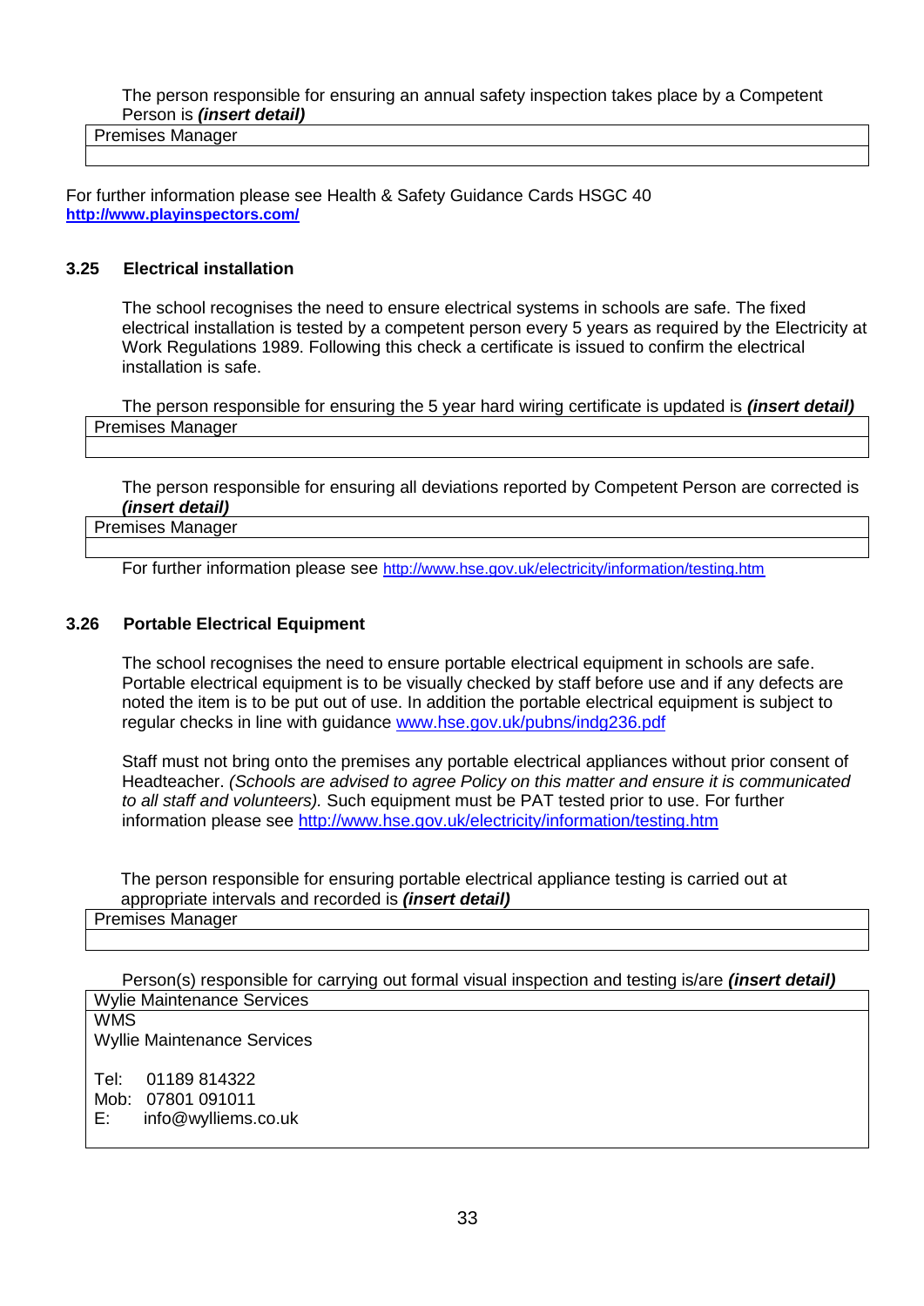The person responsible for ensuring an annual safety inspection takes place by a Competent Person is ***(insert detail)***

| Premises Manager |
|---|
| |

For further information please see Health & Safety Guidance Cards HSGC 40
**http://www.playinspectors.com/**

### 3.25 Electrical installation

The school recognises the need to ensure electrical systems in schools are safe. The fixed electrical installation is tested by a competent person every 5 years as required by the Electricity at Work Regulations 1989. Following this check a certificate is issued to confirm the electrical installation is safe.

The person responsible for ensuring the 5 year hard wiring certificate is updated is ***(insert detail)***

| Premises Manager |
|---|
| |

The person responsible for ensuring all deviations reported by Competent Person are corrected is ***(insert detail)***

| Premises Manager |
|---|
| |

For further information please see http://www.hse.gov.uk/electricity/information/testing.htm

### 3.26 Portable Electrical Equipment

The school recognises the need to ensure portable electrical equipment in schools are safe. Portable electrical equipment is to be visually checked by staff before use and if any defects are noted the item is to be put out of use. In addition the portable electrical equipment is subject to regular checks in line with guidance www.hse.gov.uk/pubns/indg236.pdf

Staff must not bring onto the premises any portable electrical appliances without prior consent of Headteacher. *(Schools are advised to agree Policy on this matter and ensure it is communicated to all staff and volunteers).* Such equipment must be PAT tested prior to use. For further information please see http://www.hse.gov.uk/electricity/information/testing.htm

The person responsible for ensuring portable electrical appliance testing is carried out at appropriate intervals and recorded is ***(insert detail)***

| Premises Manager |
|---|
| |

Person(s) responsible for carrying out formal visual inspection and testing is/are ***(insert detail)***

| Wylie Maintenance Services |
|---|
| WMS<br>Wyllie Maintenance Services<br><br>Tel: 01189 814322<br>Mob: 07801 091011<br>E: info@wylliems.co.uk |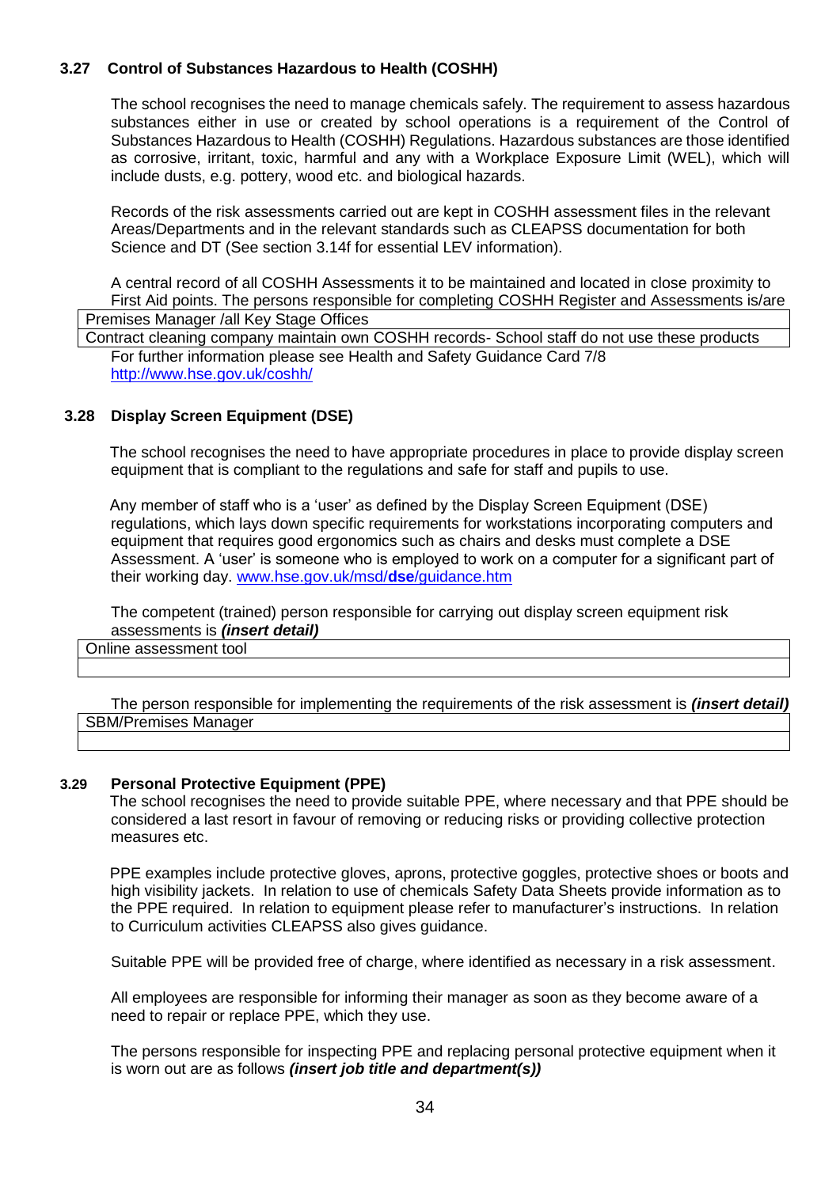### 3.27 Control of Substances Hazardous to Health (COSHH)

The school recognises the need to manage chemicals safely. The requirement to assess hazardous substances either in use or created by school operations is a requirement of the Control of Substances Hazardous to Health (COSHH) Regulations. Hazardous substances are those identified as corrosive, irritant, toxic, harmful and any with a Workplace Exposure Limit (WEL), which will include dusts, e.g. pottery, wood etc. and biological hazards.

Records of the risk assessments carried out are kept in COSHH assessment files in the relevant Areas/Departments and in the relevant standards such as CLEAPSS documentation for both Science and DT (See section 3.14f for essential LEV information).

A central record of all COSHH Assessments it to be maintained and located in close proximity to First Aid points. The persons responsible for completing COSHH Register and Assessments is/are

| Premises Manager /all Key Stage Offices |
|---|
| Contract cleaning company maintain own COSHH records- School staff do not use these products |

For further information please see Health and Safety Guidance Card 7/8
http://www.hse.gov.uk/coshh/

### 3.28 Display Screen Equipment (DSE)

The school recognises the need to have appropriate procedures in place to provide display screen equipment that is compliant to the regulations and safe for staff and pupils to use.

Any member of staff who is a 'user' as defined by the Display Screen Equipment (DSE) regulations, which lays down specific requirements for workstations incorporating computers and equipment that requires good ergonomics such as chairs and desks must complete a DSE Assessment. A 'user' is someone who is employed to work on a computer for a significant part of their working day. www.hse.gov.uk/msd/**dse**/guidance.htm

The competent (trained) person responsible for carrying out display screen equipment risk assessments is ***(insert detail)***

| Online assessment tool |
|---|
| |

The person responsible for implementing the requirements of the risk assessment is ***(insert detail)***

| SBM/Premises Manager |
|---|
| |

### 3.29 Personal Protective Equipment (PPE)

The school recognises the need to provide suitable PPE, where necessary and that PPE should be considered a last resort in favour of removing or reducing risks or providing collective protection measures etc.

PPE examples include protective gloves, aprons, protective goggles, protective shoes or boots and high visibility jackets. In relation to use of chemicals Safety Data Sheets provide information as to the PPE required. In relation to equipment please refer to manufacturer's instructions. In relation to Curriculum activities CLEAPSS also gives guidance.

Suitable PPE will be provided free of charge, where identified as necessary in a risk assessment.

All employees are responsible for informing their manager as soon as they become aware of a need to repair or replace PPE, which they use.

The persons responsible for inspecting PPE and replacing personal protective equipment when it is worn out are as follows ***(insert job title and department(s))***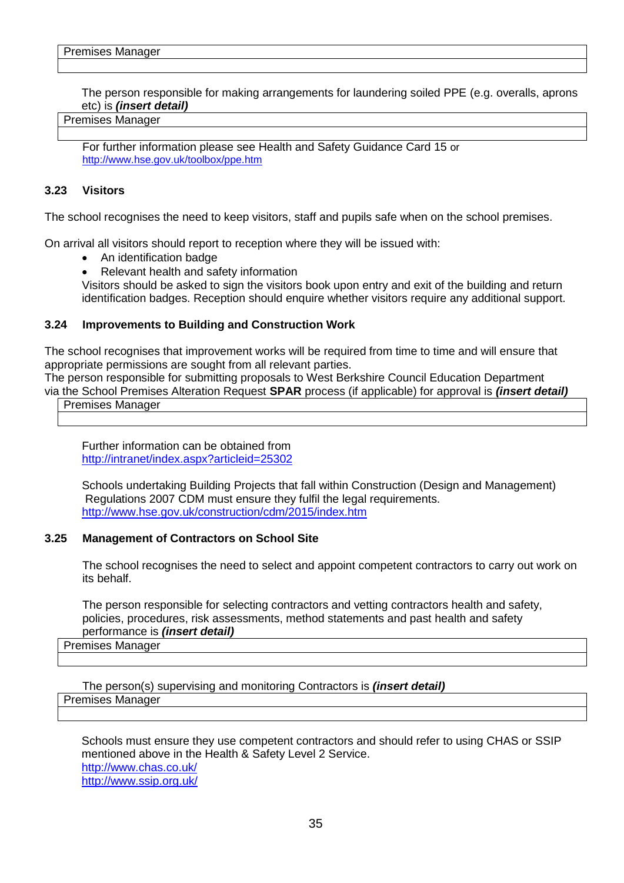| Premises Manager |
| --- |
| |

The person responsible for making arrangements for laundering soiled PPE (e.g. overalls, aprons etc) is ***(insert detail)***

| Premises Manager |
| --- |
| |

For further information please see Health and Safety Guidance Card 15 or http://www.hse.gov.uk/toolbox/ppe.htm

### 3.23 Visitors

The school recognises the need to keep visitors, staff and pupils safe when on the school premises.

On arrival all visitors should report to reception where they will be issued with:

- An identification badge
- Relevant health and safety information

Visitors should be asked to sign the visitors book upon entry and exit of the building and return identification badges. Reception should enquire whether visitors require any additional support.

### 3.24 Improvements to Building and Construction Work

The school recognises that improvement works will be required from time to time and will ensure that appropriate permissions are sought from all relevant parties.
The person responsible for submitting proposals to West Berkshire Council Education Department via the School Premises Alteration Request **SPAR** process (if applicable) for approval is ***(insert detail)***

| Premises Manager |
| --- |
| |

Further information can be obtained from http://intranet/index.aspx?articleid=25302

Schools undertaking Building Projects that fall within Construction (Design and Management) Regulations 2007 CDM must ensure they fulfil the legal requirements. http://www.hse.gov.uk/construction/cdm/2015/index.htm

### 3.25 Management of Contractors on School Site

The school recognises the need to select and appoint competent contractors to carry out work on its behalf.

The person responsible for selecting contractors and vetting contractors health and safety, policies, procedures, risk assessments, method statements and past health and safety performance is ***(insert detail)***

| Premises Manager |
| --- |
| |

The person(s) supervising and monitoring Contractors is ***(insert detail)***

| Premises Manager |
| --- |
| |

Schools must ensure they use competent contractors and should refer to using CHAS or SSIP mentioned above in the Health & Safety Level 2 Service.
http://www.chas.co.uk/
http://www.ssip.org.uk/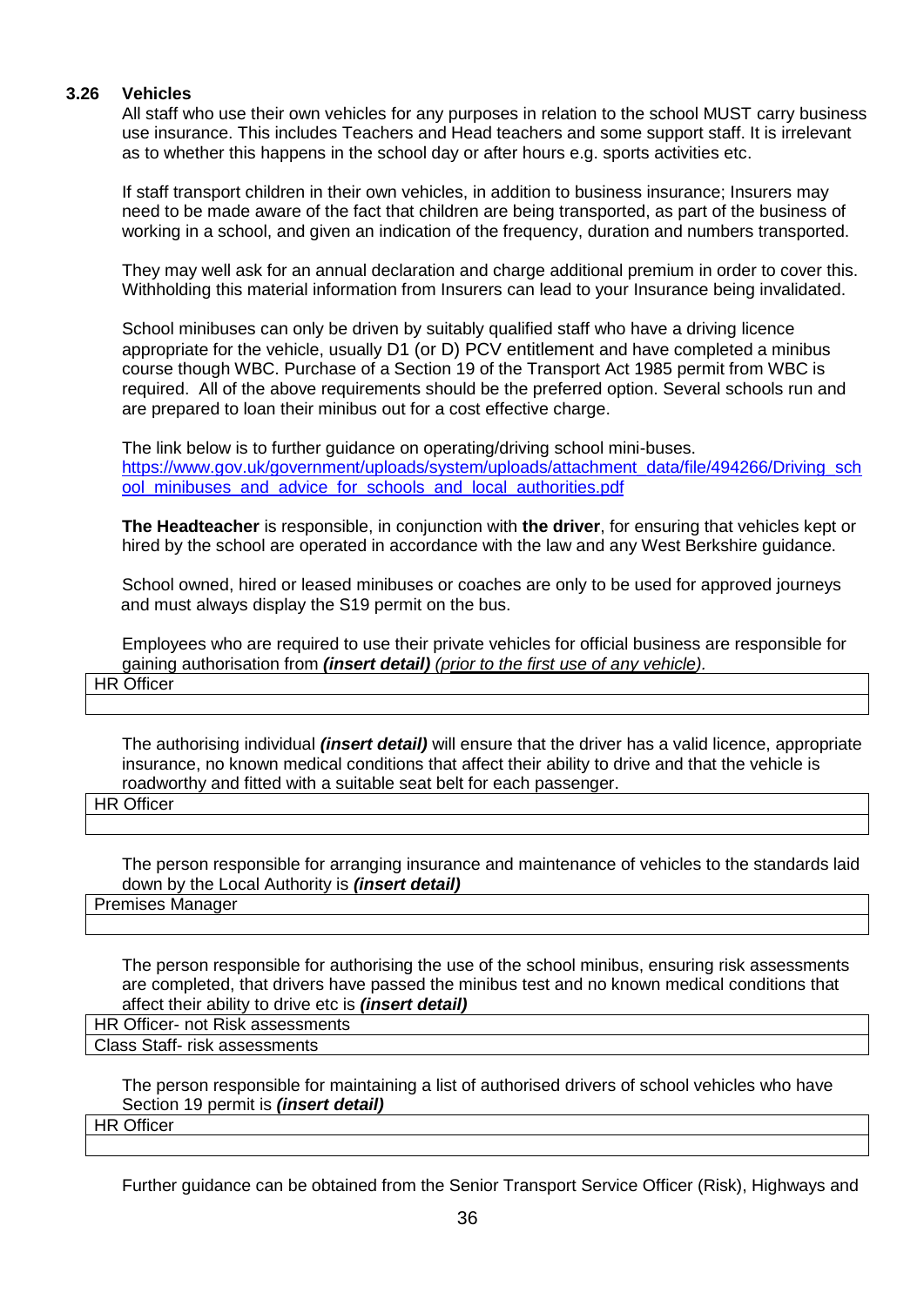### 3.26 Vehicles

All staff who use their own vehicles for any purposes in relation to the school MUST carry business use insurance. This includes Teachers and Head teachers and some support staff. It is irrelevant as to whether this happens in the school day or after hours e.g. sports activities etc.

If staff transport children in their own vehicles, in addition to business insurance; Insurers may need to be made aware of the fact that children are being transported, as part of the business of working in a school, and given an indication of the frequency, duration and numbers transported.

They may well ask for an annual declaration and charge additional premium in order to cover this. Withholding this material information from Insurers can lead to your Insurance being invalidated.

School minibuses can only be driven by suitably qualified staff who have a driving licence appropriate for the vehicle, usually D1 (or D) PCV entitlement and have completed a minibus course though WBC. Purchase of a Section 19 of the Transport Act 1985 permit from WBC is required. All of the above requirements should be the preferred option. Several schools run and are prepared to loan their minibus out for a cost effective charge.

The link below is to further guidance on operating/driving school mini-buses.
[https://www.gov.uk/government/uploads/system/uploads/attachment_data/file/494266/Driving_school_minibuses_and_advice_for_schools_and_local_authorities.pdf](https://www.gov.uk/government/uploads/system/uploads/attachment_data/file/494266/Driving_school_minibuses_and_advice_for_schools_and_local_authorities.pdf)

**The Headteacher** is responsible, in conjunction with **the driver**, for ensuring that vehicles kept or hired by the school are operated in accordance with the law and any West Berkshire guidance.

School owned, hired or leased minibuses or coaches are only to be used for approved journeys and must always display the S19 permit on the bus.

Employees who are required to use their private vehicles for official business are responsible for gaining authorisation from ***(insert detail)*** *(prior to the first use of any vehicle).*

| HR Officer |
|---|
| |

The authorising individual ***(insert detail)*** will ensure that the driver has a valid licence, appropriate insurance, no known medical conditions that affect their ability to drive and that the vehicle is roadworthy and fitted with a suitable seat belt for each passenger.

| HR Officer |
|---|
| |

The person responsible for arranging insurance and maintenance of vehicles to the standards laid down by the Local Authority is ***(insert detail)***

| Premises Manager |
|---|
| |

The person responsible for authorising the use of the school minibus, ensuring risk assessments are completed, that drivers have passed the minibus test and no known medical conditions that affect their ability to drive etc is ***(insert detail)***

| HR Officer- not Risk assessments |
|---|
| Class Staff- risk assessments |

The person responsible for maintaining a list of authorised drivers of school vehicles who have Section 19 permit is ***(insert detail)***

| HR Officer |
|---|
| |

Further guidance can be obtained from the Senior Transport Service Officer (Risk), Highways and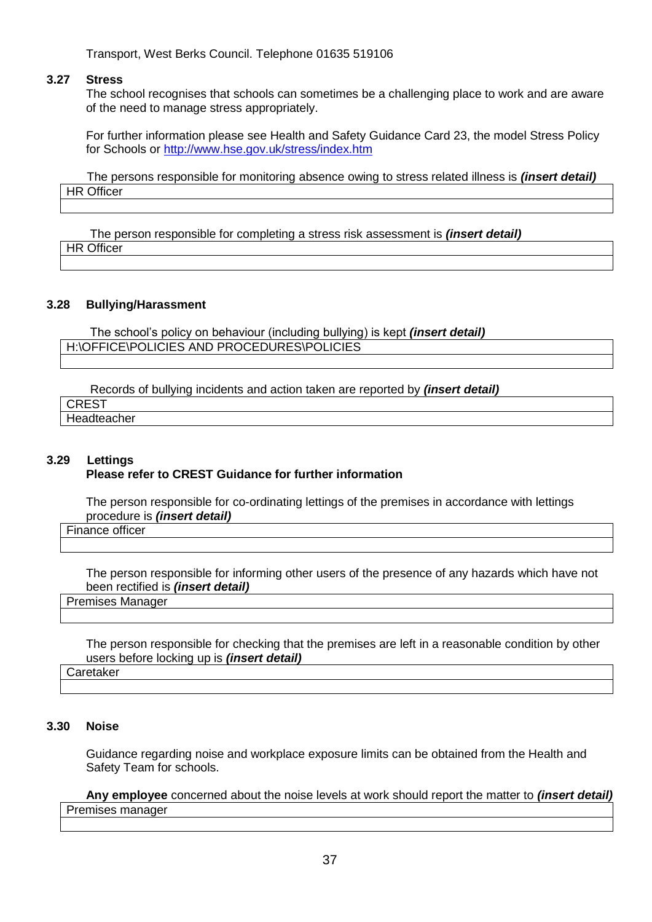Transport, West Berks Council. Telephone 01635 519106

### 3.27 Stress

The school recognises that schools can sometimes be a challenging place to work and are aware of the need to manage stress appropriately.

For further information please see Health and Safety Guidance Card 23, the model Stress Policy for Schools or http://www.hse.gov.uk/stress/index.htm

The persons responsible for monitoring absence owing to stress related illness is ***(insert detail)***

| HR Officer |
|---|
| |

The person responsible for completing a stress risk assessment is ***(insert detail)***

| HR Officer |
|---|
| |

### 3.28 Bullying/Harassment

The school's policy on behaviour (including bullying) is kept ***(insert detail)***

| H:\OFFICE\POLICIES AND PROCEDURES\POLICIES |
|---|
| |

Records of bullying incidents and action taken are reported by ***(insert detail)***

| CREST |
|---|
| Headteacher |

### 3.29 Lettings

**Please refer to CREST Guidance for further information**

The person responsible for co-ordinating lettings of the premises in accordance with lettings procedure is ***(insert detail)***

| Finance officer |
|---|
| |

The person responsible for informing other users of the presence of any hazards which have not been rectified is ***(insert detail)***

| Premises Manager |
|---|
| |

The person responsible for checking that the premises are left in a reasonable condition by other users before locking up is ***(insert detail)***

| Caretaker |
|---|
| |

### 3.30 Noise

Guidance regarding noise and workplace exposure limits can be obtained from the Health and Safety Team for schools.

**Any employee** concerned about the noise levels at work should report the matter to ***(insert detail)***

| Premises manager |
|---|
| |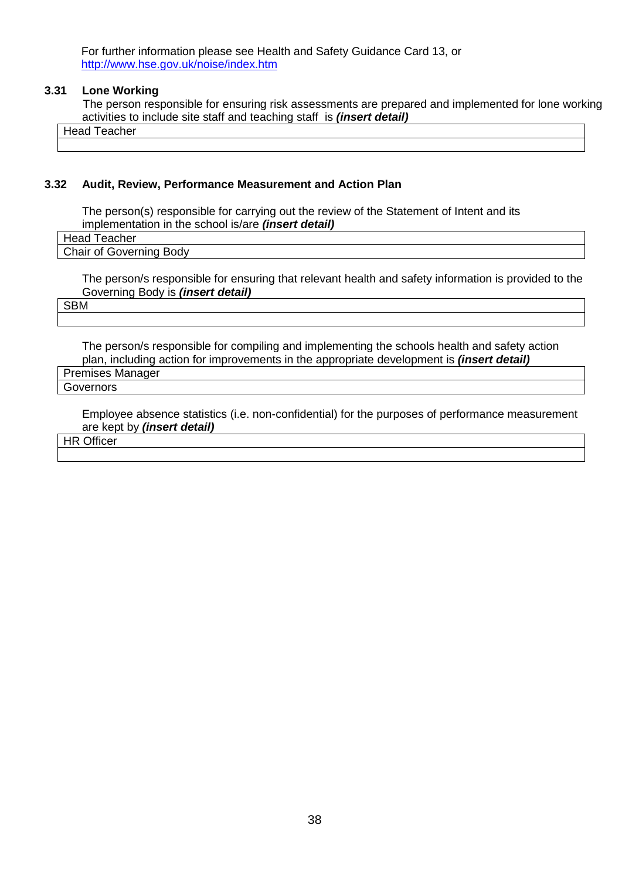For further information please see Health and Safety Guidance Card 13, or [http://www.hse.gov.uk/noise/index.htm](http://www.hse.gov.uk/noise/index.htm)

### 3.31 Lone Working

The person responsible for ensuring risk assessments are prepared and implemented for lone working activities to include site staff and teaching staff is ***(insert detail)***

| Head Teacher |
|---|
| |

### 3.32 Audit, Review, Performance Measurement and Action Plan

The person(s) responsible for carrying out the review of the Statement of Intent and its implementation in the school is/are ***(insert detail)***

| Head Teacher |
|---|
| Chair of Governing Body |

The person/s responsible for ensuring that relevant health and safety information is provided to the Governing Body is ***(insert detail)***

| SBM |
|---|
| |

The person/s responsible for compiling and implementing the schools health and safety action plan, including action for improvements in the appropriate development is ***(insert detail)***

| Premises Manager |
|---|
| Governors |

Employee absence statistics (i.e. non-confidential) for the purposes of performance measurement are kept by ***(insert detail)***

| HR Officer |
|---|
| |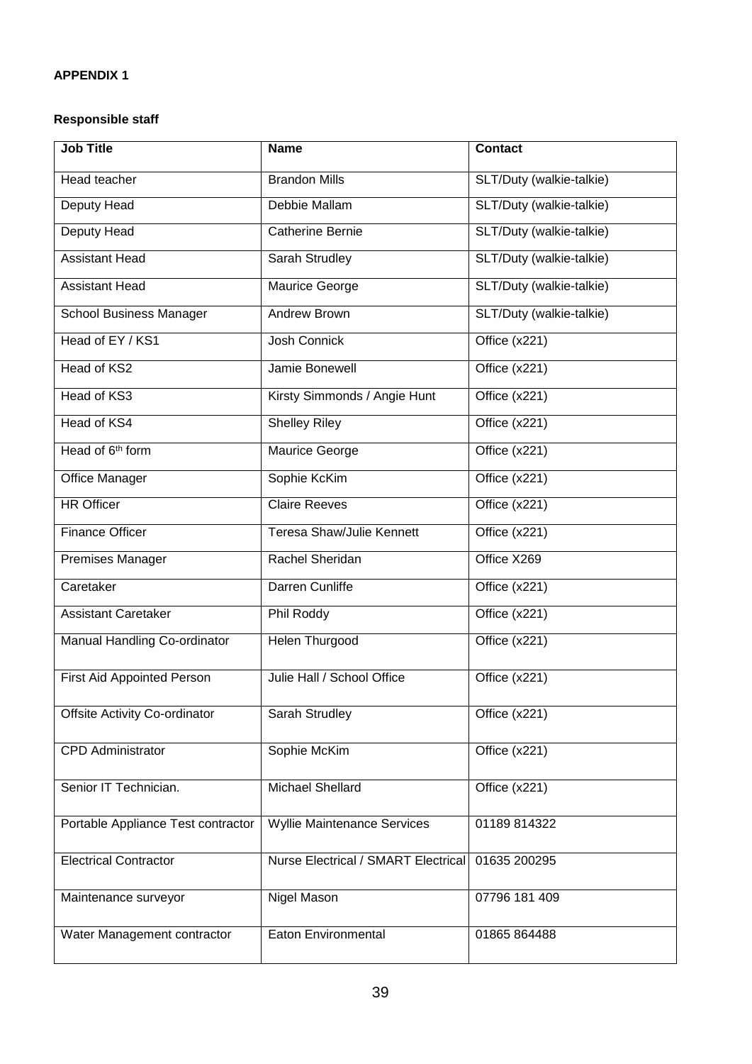**APPENDIX 1**

**Responsible staff**

| Job Title | Name | Contact |
|---|---|---|
| Head teacher | Brandon Mills | SLT/Duty (walkie-talkie) |
| Deputy Head | Debbie Mallam | SLT/Duty (walkie-talkie) |
| Deputy Head | Catherine Bernie | SLT/Duty (walkie-talkie) |
| Assistant Head | Sarah Strudley | SLT/Duty (walkie-talkie) |
| Assistant Head | Maurice George | SLT/Duty (walkie-talkie) |
| School Business Manager | Andrew Brown | SLT/Duty (walkie-talkie) |
| Head of EY / KS1 | Josh Connick | Office (x221) |
| Head of KS2 | Jamie Bonewell | Office (x221) |
| Head of KS3 | Kirsty Simmonds / Angie Hunt | Office (x221) |
| Head of KS4 | Shelley Riley | Office (x221) |
| Head of 6th form | Maurice George | Office (x221) |
| Office Manager | Sophie KcKim | Office (x221) |
| HR Officer | Claire Reeves | Office (x221) |
| Finance Officer | Teresa Shaw/Julie Kennett | Office (x221) |
| Premises Manager | Rachel Sheridan | Office X269 |
| Caretaker | Darren Cunliffe | Office (x221) |
| Assistant Caretaker | Phil Roddy | Office (x221) |
| Manual Handling Co-ordinator | Helen Thurgood | Office (x221) |
| First Aid Appointed Person | Julie Hall / School Office | Office (x221) |
| Offsite Activity Co-ordinator | Sarah Strudley | Office (x221) |
| CPD Administrator | Sophie McKim | Office (x221) |
| Senior IT Technician. | Michael Shellard | Office (x221) |
| Portable Appliance Test contractor | Wyllie Maintenance Services | 01189 814322 |
| Electrical Contractor | Nurse Electrical / SMART Electrical | 01635 200295 |
| Maintenance surveyor | Nigel Mason | 07796 181 409 |
| Water Management contractor | Eaton Environmental | 01865 864488 |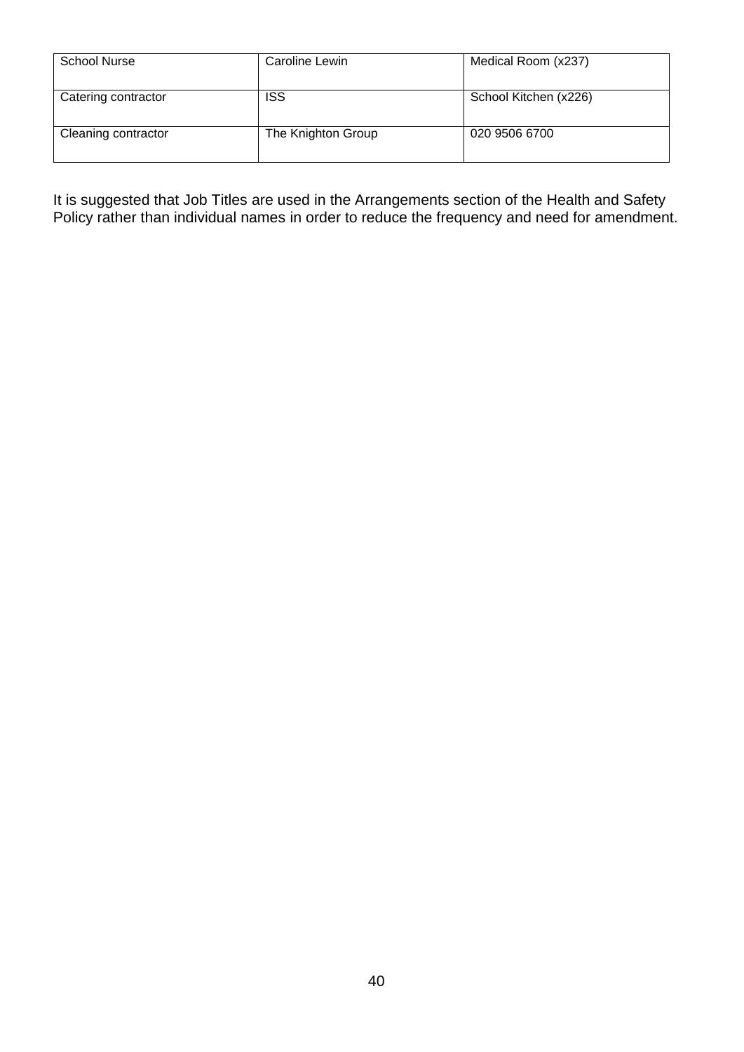| School Nurse | Caroline Lewin | Medical Room (x237) |
|---|---|---|
| Catering contractor | ISS | School Kitchen (x226) |
| Cleaning contractor | The Knighton Group | 020 9506 6700 |

It is suggested that Job Titles are used in the Arrangements section of the Health and Safety Policy rather than individual names in order to reduce the frequency and need for amendment.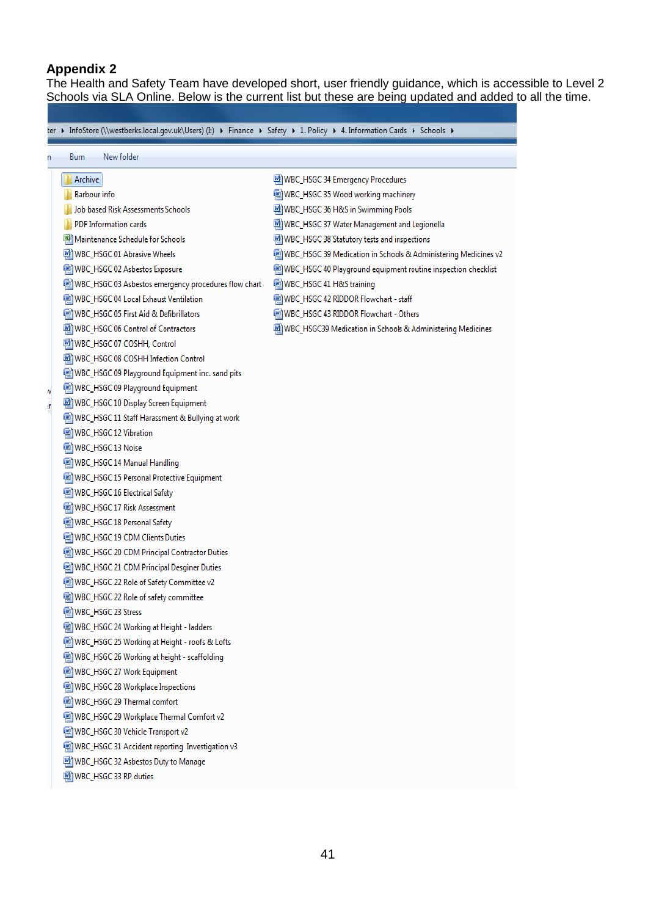## Appendix 2

The Health and Safety Team have developed short, user friendly guidance, which is accessible to Level 2 Schools via SLA Online. Below is the current list but these are being updated and added to all the time.

ter ▸ InfoStore (\\westberks.local.gov.uk\Users) (I:) ▸ Finance ▸ Safety ▸ 1. Policy ▸ 4. Information Cards ▸ Schools ▸

n Burn New folder

- Archive
- Barbour info
- Job based Risk Assessments Schools
- PDF Information cards
- Maintenance Schedule for Schools
- WBC_HSGC 01 Abrasive Wheels
- WBC_HSGC 02 Asbestos Exposure
- WBC_HSGC 03 Asbestos emergency procedures flow chart
- WBC_HSGC 04 Local Exhaust Ventilation
- WBC_HSGC 05 First Aid & Defibrillators
- WBC_HSGC 06 Control of Contractors
- WBC_HSGC 07 COSHH, Control
- WBC_HSGC 08 COSHH Infection Control
- WBC_HSGC 09 Playground Equipment inc. sand pits
- WBC_HSGC 09 Playground Equipment
- WBC_HSGC 10 Display Screen Equipment
- WBC_HSGC 11 Staff Harassment & Bullying at work
- WBC_HSGC 12 Vibration
- WBC_HSGC 13 Noise
- WBC_HSGC 14 Manual Handling
- WBC_HSGC 15 Personal Protective Equipment
- WBC_HSGC 16 Electrical Safety
- WBC_HSGC 17 Risk Assessment
- WBC_HSGC 18 Personal Safety
- WBC_HSGC 19 CDM Clients Duties
- WBC_HSGC 20 CDM Principal Contractor Duties
- WBC_HSGC 21 CDM Principal Desginer Duties
- WBC_HSGC 22 Role of Safety Committee v2
- WBC_HSGC 22 Role of safety committee
- WBC_HSGC 23 Stress
- WBC_HSGC 24 Working at Height - ladders
- WBC_HSGC 25 Working at Height - roofs & Lofts
- WBC_HSGC 26 Working at height - scaffolding
- WBC_HSGC 27 Work Equipment
- WBC_HSGC 28 Workplace Inspections
- WBC_HSGC 29 Thermal comfort
- WBC_HSGC 29 Workplace Thermal Comfort v2
- WBC_HSGC 30 Vehicle Transport v2
- WBC_HSGC 31 Accident reporting Investigation v3
- WBC_HSGC 32 Asbestos Duty to Manage
- WBC_HSGC 33 RP duties
- WBC_HSGC 34 Emergency Procedures
- WBC_HSGC 35 Wood working machinery
- WBC_HSGC 36 H&S in Swimming Pools
- WBC_HSGC 37 Water Management and Legionella
- WBC_HSGC 38 Statutory tests and inspections
- WBC_HSGC 39 Medication in Schools & Administering Medicines v2
- WBC_HSGC 40 Playground equipment routine inspection checklist
- WBC_HSGC 41 H&S training
- WBC_HSGC 42 RIDDOR Flowchart - staff
- WBC_HSGC 43 RIDDOR Flowchart - Others
- WBC_HSGC39 Medication in Schools & Administering Medicines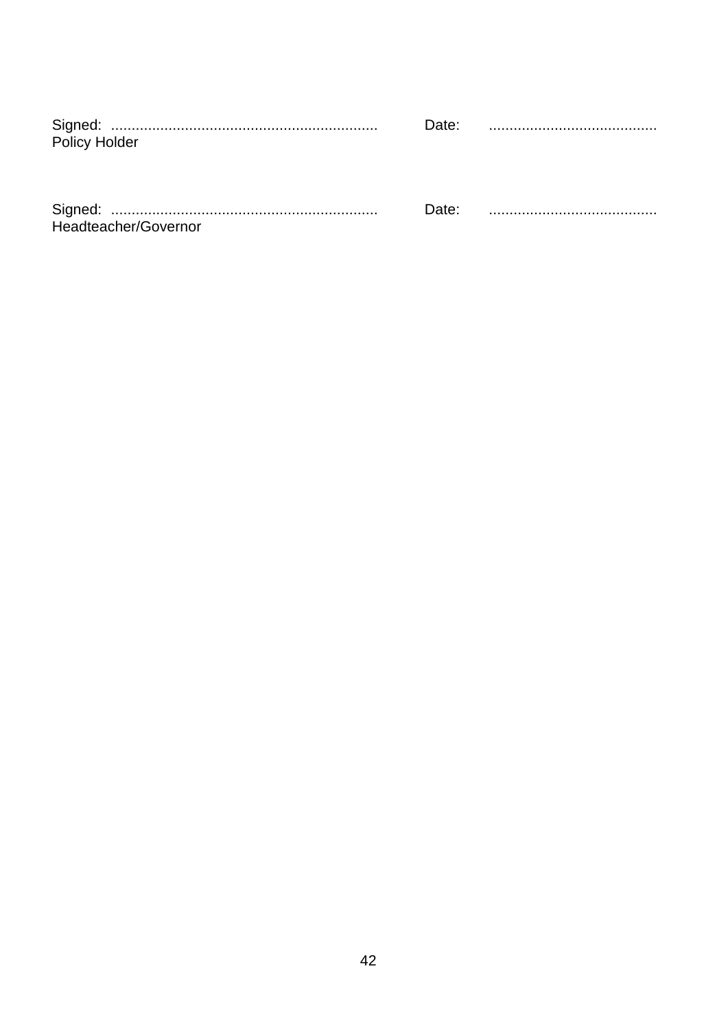Signed: ................................................................ Date: ........................................
Policy Holder

Signed: ................................................................ Date: ........................................
Headteacher/Governor